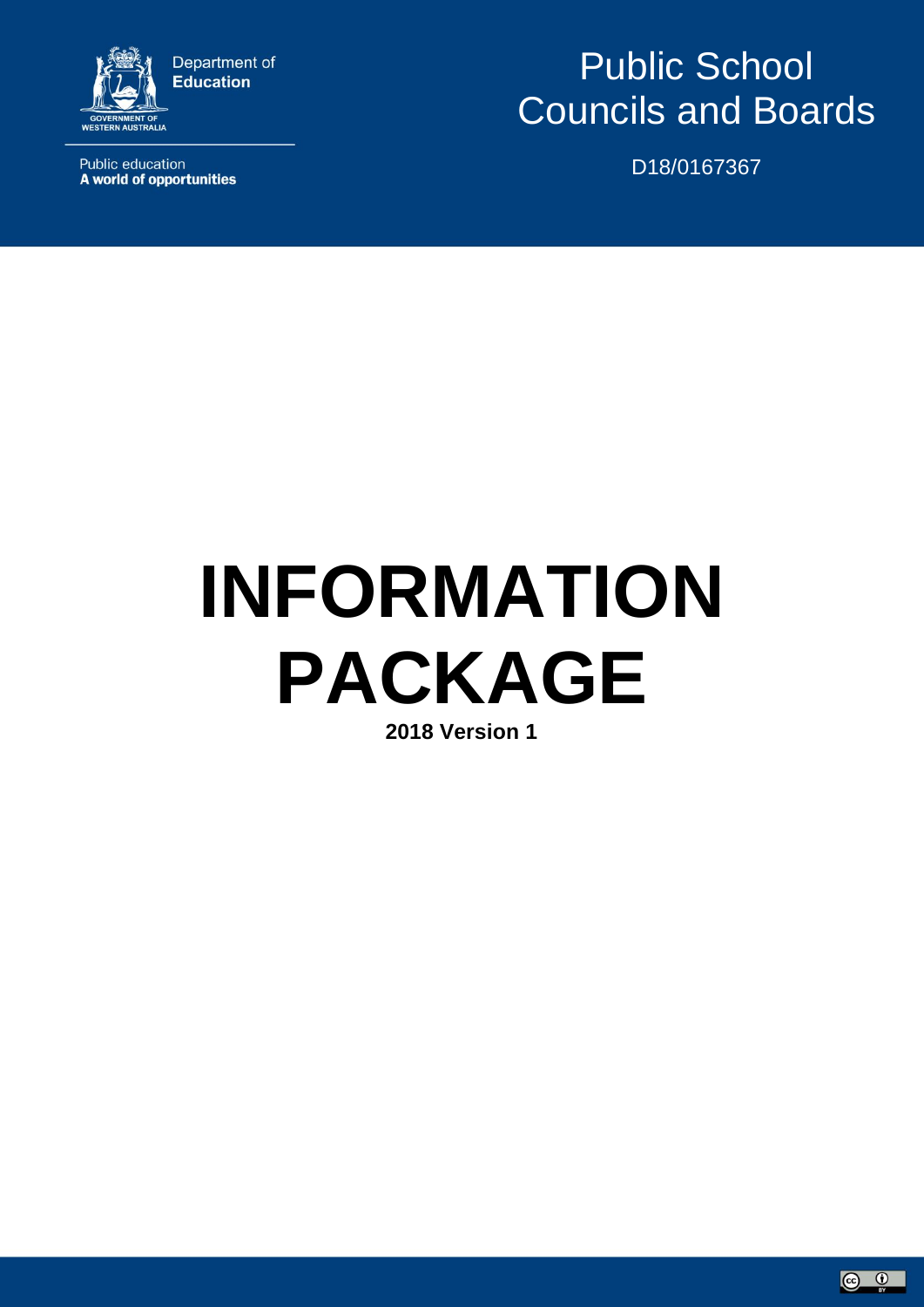Department of Education

GOVERNMENT OF WESTERN AUSTRALIA

Public education
**A world of opportunities**

# Public School Councils and Boards

D18/0167367

# INFORMATION PACKAGE

**2018 Version 1**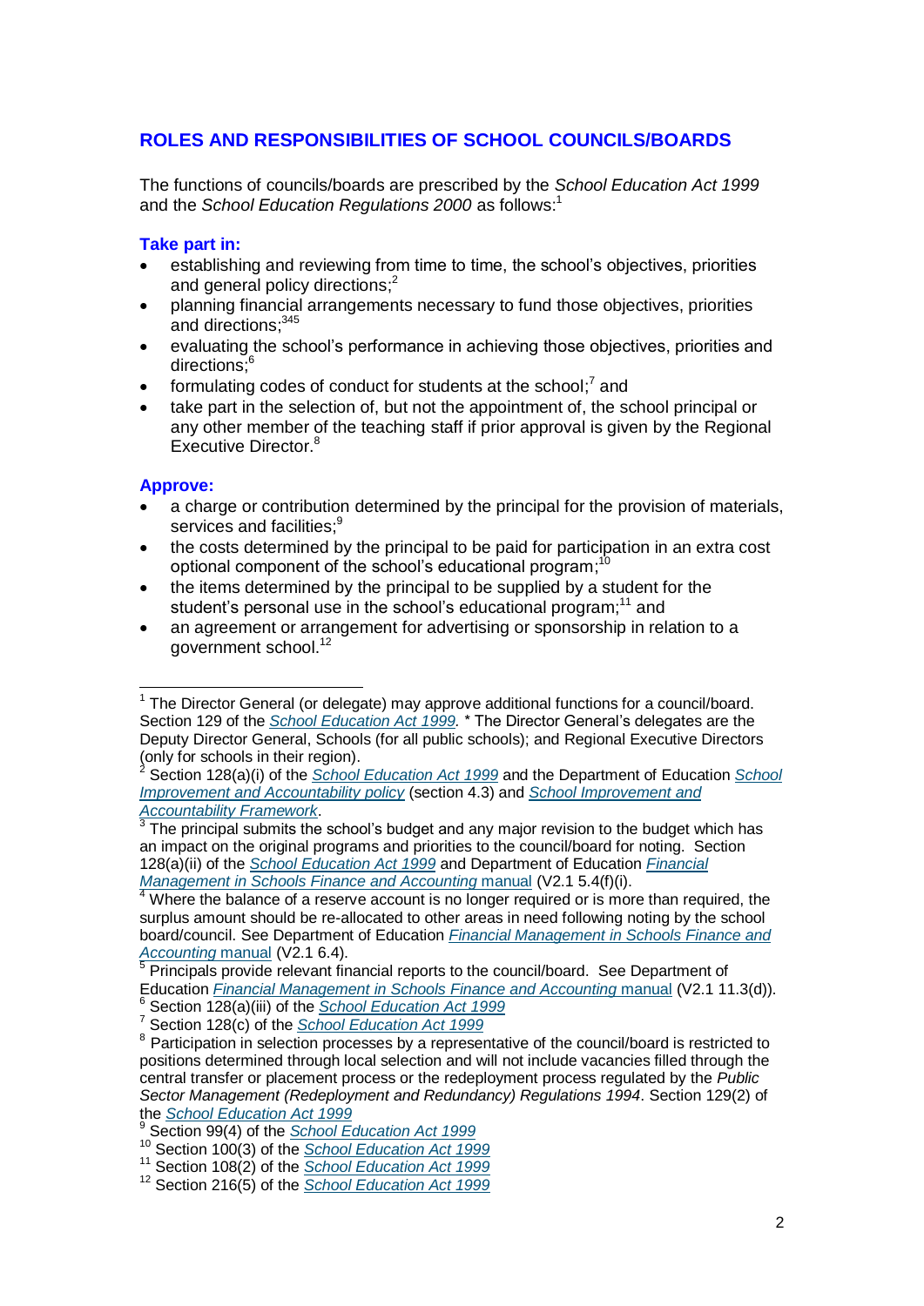## ROLES AND RESPONSIBILITIES OF SCHOOL COUNCILS/BOARDS

The functions of councils/boards are prescribed by the *School Education Act 1999* and the *School Education Regulations 2000* as follows:[1]

### Take part in:

- establishing and reviewing from time to time, the school's objectives, priorities and general policy directions;[2]
- planning financial arrangements necessary to fund those objectives, priorities and directions;[3][4][5]
- evaluating the school's performance in achieving those objectives, priorities and directions;[6]
- formulating codes of conduct for students at the school;[7] and
- take part in the selection of, but not the appointment of, the school principal or any other member of the teaching staff if prior approval is given by the Regional Executive Director.[8]

### Approve:

- a charge or contribution determined by the principal for the provision of materials, services and facilities;[9]
- the costs determined by the principal to be paid for participation in an extra cost optional component of the school's educational program;[10]
- the items determined by the principal to be supplied by a student for the student's personal use in the school's educational program;[11] and
- an agreement or arrangement for advertising or sponsorship in relation to a government school.[12]

---

[1] The Director General (or delegate) may approve additional functions for a council/board. Section 129 of the *School Education Act 1999.* * The Director General's delegates are the Deputy Director General, Schools (for all public schools); and Regional Executive Directors (only for schools in their region).

[2] Section 128(a)(i) of the *School Education Act 1999* and the Department of Education *School Improvement and Accountability policy* (section 4.3) and *School Improvement and Accountability Framework*.

[3] The principal submits the school's budget and any major revision to the budget which has an impact on the original programs and priorities to the council/board for noting. Section 128(a)(ii) of the *School Education Act 1999* and Department of Education *Financial Management in Schools Finance and Accounting* manual (V2.1 5.4(f)(i).

[4] Where the balance of a reserve account is no longer required or is more than required, the surplus amount should be re-allocated to other areas in need following noting by the school board/council. See Department of Education *Financial Management in Schools Finance and Accounting* manual (V2.1 6.4).

[5] Principals provide relevant financial reports to the council/board. See Department of Education *Financial Management in Schools Finance and Accounting* manual (V2.1 11.3(d)).

[6] Section 128(a)(iii) of the *School Education Act 1999*

[7] Section 128(c) of the *School Education Act 1999*

[8] Participation in selection processes by a representative of the council/board is restricted to positions determined through local selection and will not include vacancies filled through the central transfer or placement process or the redeployment process regulated by the *Public Sector Management (Redeployment and Redundancy) Regulations 1994*. Section 129(2) of the *School Education Act 1999*

[9] Section 99(4) of the *School Education Act 1999*

[10] Section 100(3) of the *School Education Act 1999*

[11] Section 108(2) of the *School Education Act 1999*

[12] Section 216(5) of the *School Education Act 1999*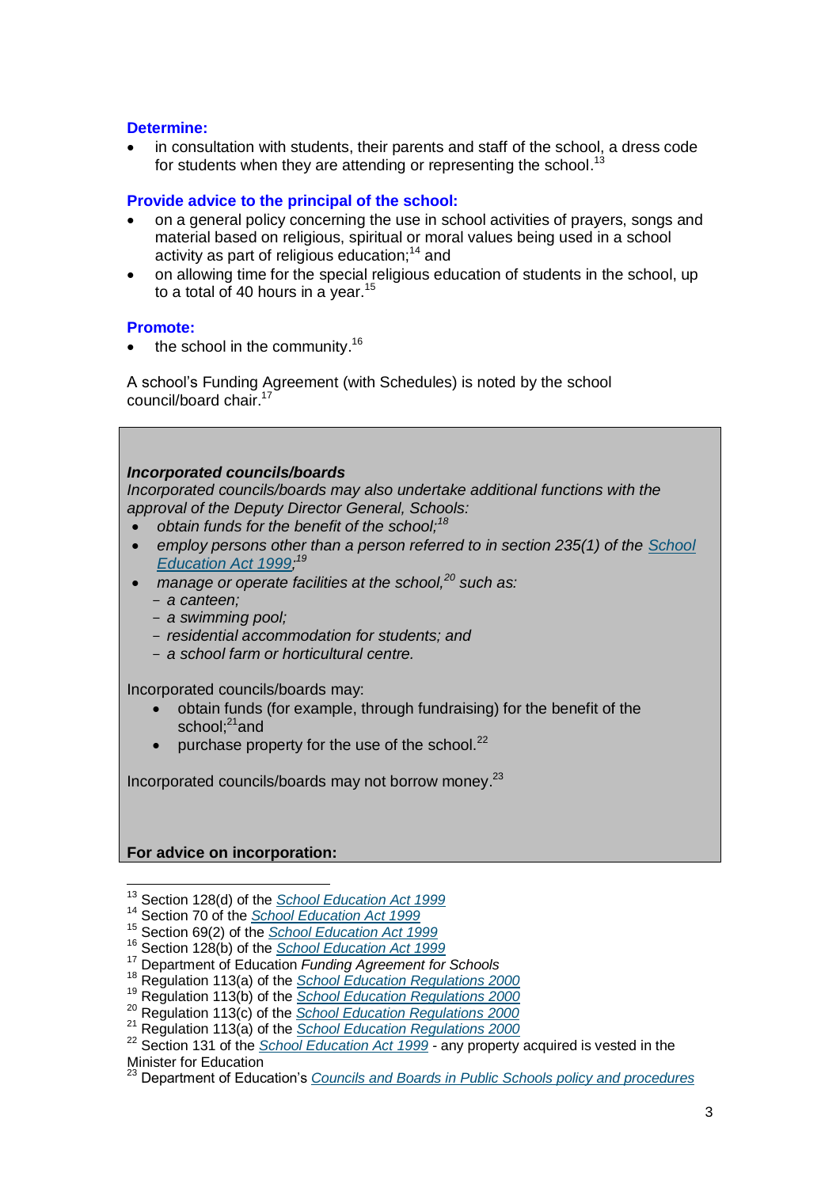**Determine:**

- in consultation with students, their parents and staff of the school, a dress code for students when they are attending or representing the school.[13]

**Provide advice to the principal of the school:**

- on a general policy concerning the use in school activities of prayers, songs and material based on religious, spiritual or moral values being used in a school activity as part of religious education;[14] and
- on allowing time for the special religious education of students in the school, up to a total of 40 hours in a year.[15]

**Promote:**

- the school in the community.[16]

A school's Funding Agreement (with Schedules) is noted by the school council/board chair.[17]

***Incorporated councils/boards***

*Incorporated councils/boards may also undertake additional functions with the approval of the Deputy Director General, Schools:*

- *obtain funds for the benefit of the school;*[18]
- *employ persons other than a person referred to in section 235(1) of the School Education Act 1999;*[19]
- *manage or operate facilities at the school,*[20] *such as:*
  - *a canteen;*
  - *a swimming pool;*
  - *residential accommodation for students; and*
  - *a school farm or horticultural centre.*

Incorporated councils/boards may:

- obtain funds (for example, through fundraising) for the benefit of the school;[21] and
- purchase property for the use of the school.[22]

Incorporated councils/boards may not borrow money.[23]

**For advice on incorporation:**

---

[13] Section 128(d) of the School Education Act 1999
[14] Section 70 of the School Education Act 1999
[15] Section 69(2) of the School Education Act 1999
[16] Section 128(b) of the School Education Act 1999
[17] Department of Education *Funding Agreement for Schools*
[18] Regulation 113(a) of the School Education Regulations 2000
[19] Regulation 113(b) of the School Education Regulations 2000
[20] Regulation 113(c) of the School Education Regulations 2000
[21] Regulation 113(a) of the School Education Regulations 2000
[22] Section 131 of the School Education Act 1999 - any property acquired is vested in the Minister for Education
[23] Department of Education's *Councils and Boards in Public Schools policy and procedures*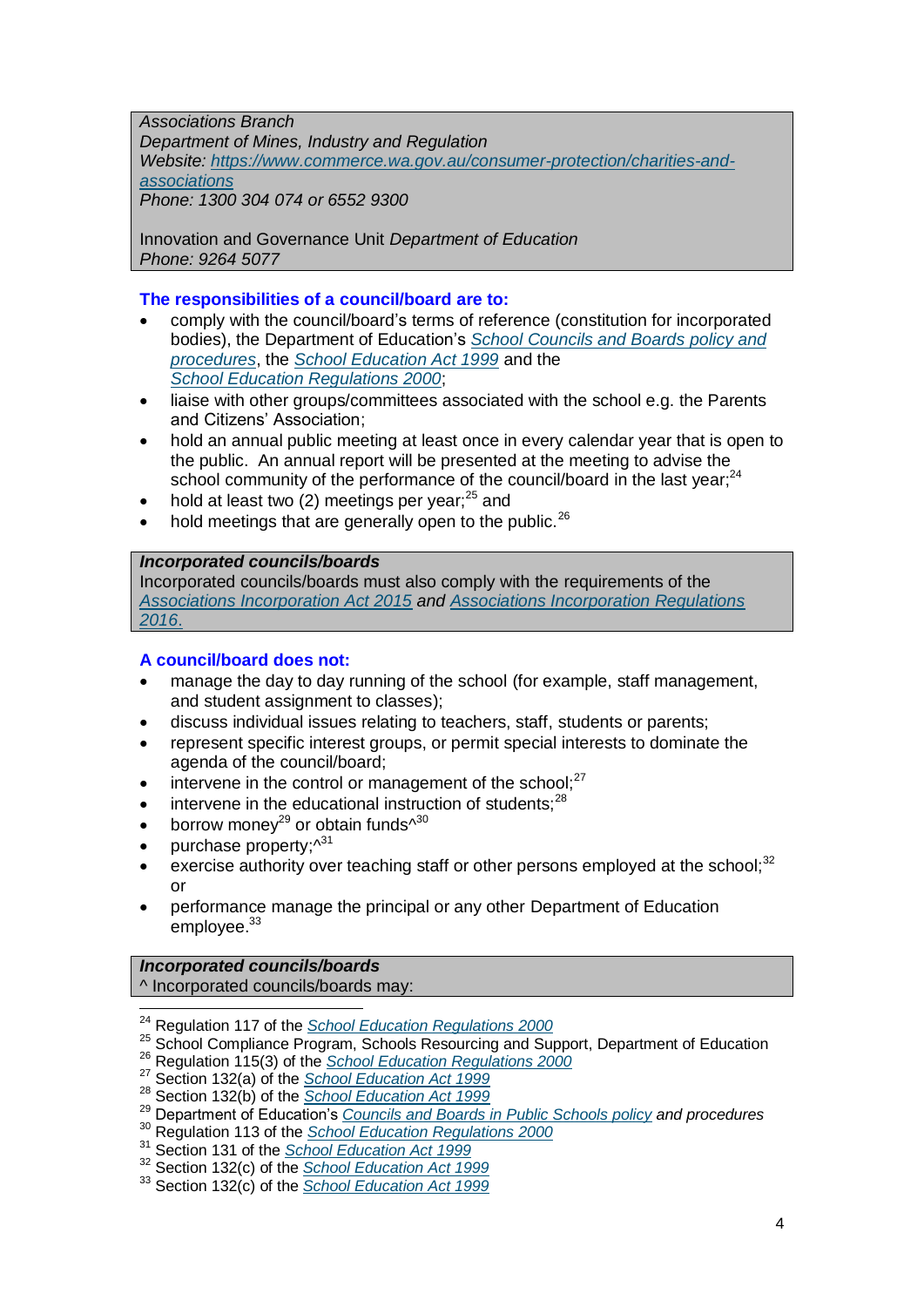*Associations Branch*
*Department of Mines, Industry and Regulation*
*Website: [https://www.commerce.wa.gov.au/consumer-protection/charities-and-associations](https://www.commerce.wa.gov.au/consumer-protection/charities-and-associations)*
*Phone: 1300 304 074 or 6552 9300*

Innovation and Governance Unit *Department of Education*
*Phone: 9264 5077*

### The responsibilities of a council/board are to:

- comply with the council/board's terms of reference (constitution for incorporated bodies), the Department of Education's *School Councils and Boards policy and procedures*, the *School Education Act 1999* and the *School Education Regulations 2000*;
- liaise with other groups/committees associated with the school e.g. the Parents and Citizens' Association;
- hold an annual public meeting at least once in every calendar year that is open to the public. An annual report will be presented at the meeting to advise the school community of the performance of the council/board in the last year;[24]
- hold at least two (2) meetings per year;[25] and
- hold meetings that are generally open to the public.[26]

***Incorporated councils/boards***
Incorporated councils/boards must also comply with the requirements of the *Associations Incorporation Act 2015* and *Associations Incorporation Regulations 2016*.

### A council/board does not:

- manage the day to day running of the school (for example, staff management, and student assignment to classes);
- discuss individual issues relating to teachers, staff, students or parents;
- represent specific interest groups, or permit special interests to dominate the agenda of the council/board;
- intervene in the control or management of the school;[27]
- intervene in the educational instruction of students;[28]
- borrow money[29] or obtain funds^[30]
- purchase property;^[31]
- exercise authority over teaching staff or other persons employed at the school;[32] or
- performance manage the principal or any other Department of Education employee.[33]

***Incorporated councils/boards***
^ Incorporated councils/boards may:

---

[24] Regulation 117 of the *School Education Regulations 2000*
[25] School Compliance Program, Schools Resourcing and Support, Department of Education
[26] Regulation 115(3) of the *School Education Regulations 2000*
[27] Section 132(a) of the *School Education Act 1999*
[28] Section 132(b) of the *School Education Act 1999*
[29] Department of Education's *Councils and Boards in Public Schools policy and procedures*
[30] Regulation 113 of the *School Education Regulations 2000*
[31] Section 131 of the *School Education Act 1999*
[32] Section 132(c) of the *School Education Act 1999*
[33] Section 132(c) of the *School Education Act 1999*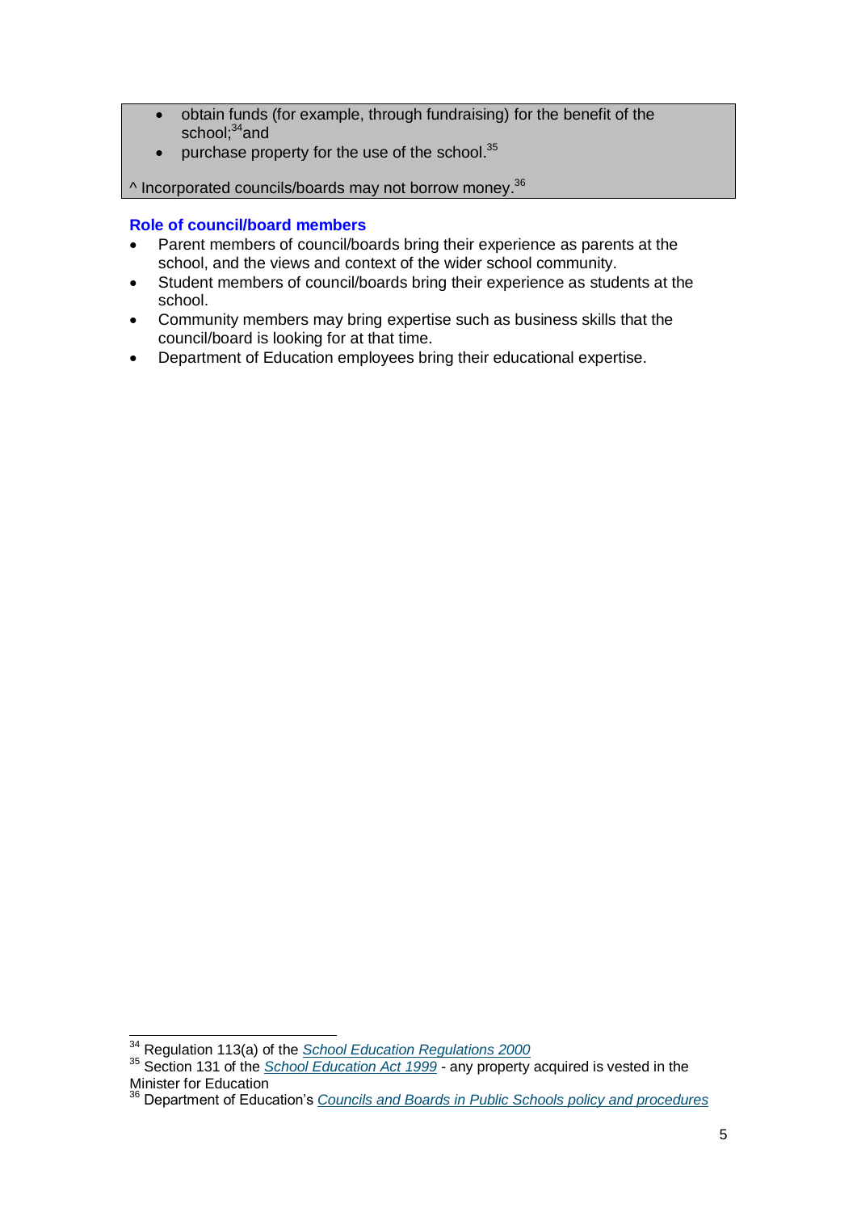- obtain funds (for example, through fundraising) for the benefit of the school;[34] and
- purchase property for the use of the school.[35]

^ Incorporated councils/boards may not borrow money.[36]

### Role of council/board members

- Parent members of council/boards bring their experience as parents at the school, and the views and context of the wider school community.
- Student members of council/boards bring their experience as students at the school.
- Community members may bring expertise such as business skills that the council/board is looking for at that time.
- Department of Education employees bring their educational expertise.

---

[34] Regulation 113(a) of the *School Education Regulations 2000*

[35] Section 131 of the *School Education Act 1999* - any property acquired is vested in the Minister for Education

[36] Department of Education's *Councils and Boards in Public Schools policy and procedures*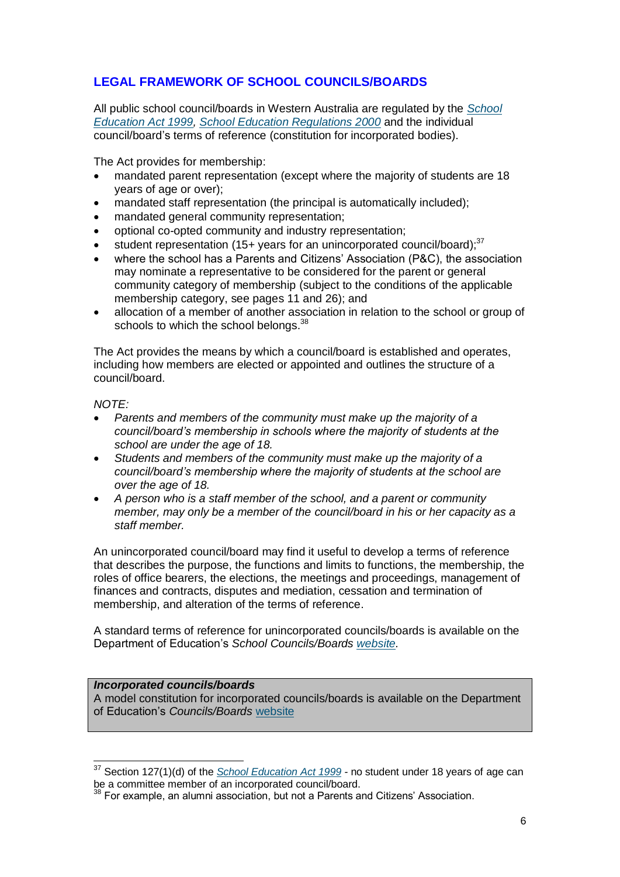## LEGAL FRAMEWORK OF SCHOOL COUNCILS/BOARDS

All public school council/boards in Western Australia are regulated by the *School Education Act 1999*, *School Education Regulations 2000* and the individual council/board's terms of reference (constitution for incorporated bodies).

The Act provides for membership:

- mandated parent representation (except where the majority of students are 18 years of age or over);
- mandated staff representation (the principal is automatically included);
- mandated general community representation;
- optional co-opted community and industry representation;
- student representation (15+ years for an unincorporated council/board);[37]
- where the school has a Parents and Citizens' Association (P&C), the association may nominate a representative to be considered for the parent or general community category of membership (subject to the conditions of the applicable membership category, see pages 11 and 26); and
- allocation of a member of another association in relation to the school or group of schools to which the school belongs.[38]

The Act provides the means by which a council/board is established and operates, including how members are elected or appointed and outlines the structure of a council/board.

*NOTE:*

- *Parents and members of the community must make up the majority of a council/board's membership in schools where the majority of students at the school are under the age of 18.*
- *Students and members of the community must make up the majority of a council/board's membership where the majority of students at the school are over the age of 18.*
- *A person who is a staff member of the school, and a parent or community member, may only be a member of the council/board in his or her capacity as a staff member.*

An unincorporated council/board may find it useful to develop a terms of reference that describes the purpose, the functions and limits to functions, the membership, the roles of office bearers, the elections, the meetings and proceedings, management of finances and contracts, disputes and mediation, cessation and termination of membership, and alteration of the terms of reference.

A standard terms of reference for unincorporated councils/boards is available on the Department of Education's *School Councils/Boards* website.

> ***Incorporated councils/boards***
> A model constitution for incorporated councils/boards is available on the Department of Education's *Councils/Boards* website

---

[37] Section 127(1)(d) of the *School Education Act 1999* - no student under 18 years of age can be a committee member of an incorporated council/board.

[38] For example, an alumni association, but not a Parents and Citizens' Association.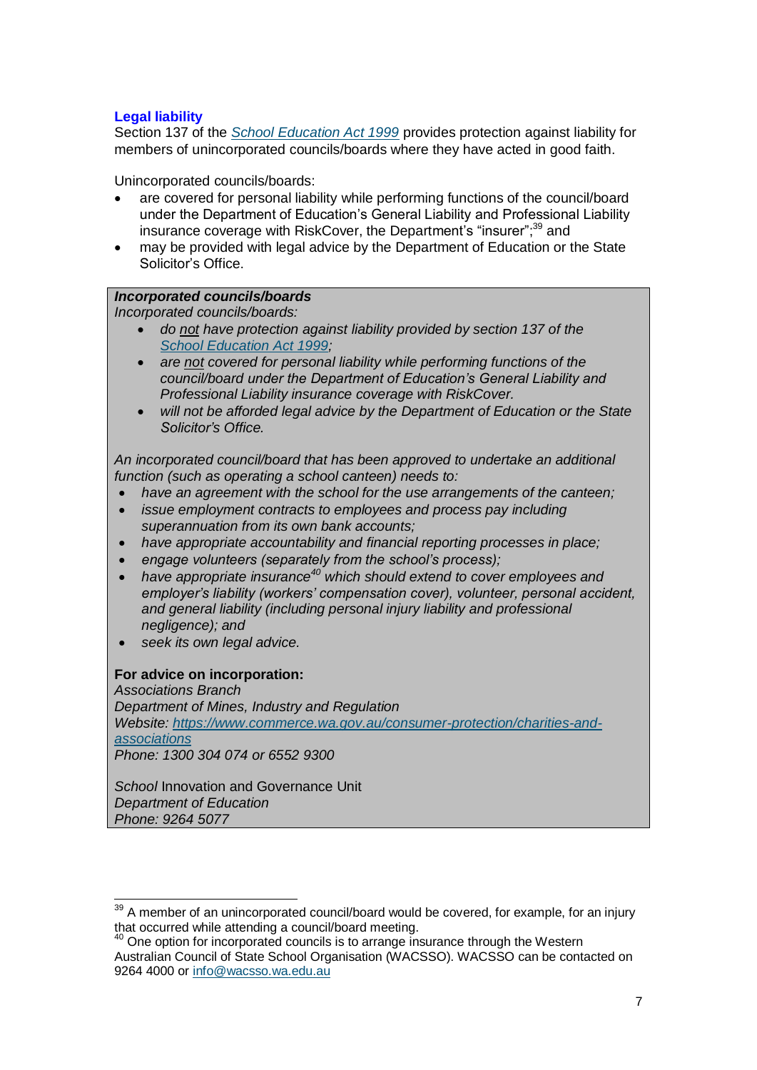### Legal liability

Section 137 of the [*School Education Act 1999*](#) provides protection against liability for members of unincorporated councils/boards where they have acted in good faith.

Unincorporated councils/boards:

- are covered for personal liability while performing functions of the council/board under the Department of Education's General Liability and Professional Liability insurance coverage with RiskCover, the Department's "insurer";[39] and
- may be provided with legal advice by the Department of Education or the State Solicitor's Office.

> ***Incorporated councils/boards***
>
> *Incorporated councils/boards:*
>
> - *do not have protection against liability provided by section 137 of the [School Education Act 1999](#);*
> - *are not covered for personal liability while performing functions of the council/board under the Department of Education's General Liability and Professional Liability insurance coverage with RiskCover.*
> - *will not be afforded legal advice by the Department of Education or the State Solicitor's Office.*
>
> *An incorporated council/board that has been approved to undertake an additional function (such as operating a school canteen) needs to:*
>
> - *have an agreement with the school for the use arrangements of the canteen;*
> - *issue employment contracts to employees and process pay including superannuation from its own bank accounts;*
> - *have appropriate accountability and financial reporting processes in place;*
> - *engage volunteers (separately from the school's process);*
> - *have appropriate insurance[40] which should extend to cover employees and employer's liability (workers' compensation cover), volunteer, personal accident, and general liability (including personal injury liability and professional negligence); and*
> - *seek its own legal advice.*
>
> **For advice on incorporation:**
>
> *Associations Branch*
> *Department of Mines, Industry and Regulation*
> *Website: [https://www.commerce.wa.gov.au/consumer-protection/charities-and-associations](https://www.commerce.wa.gov.au/consumer-protection/charities-and-associations)*
> *Phone: 1300 304 074 or 6552 9300*
>
> *School* Innovation and Governance Unit
> *Department of Education*
> *Phone: 9264 5077*

---

[39] A member of an unincorporated council/board would be covered, for example, for an injury that occurred while attending a council/board meeting.

[40] One option for incorporated councils is to arrange insurance through the Western Australian Council of State School Organisation (WACSSO). WACSSO can be contacted on 9264 4000 or [info@wacsso.wa.edu.au](mailto:info@wacsso.wa.edu.au)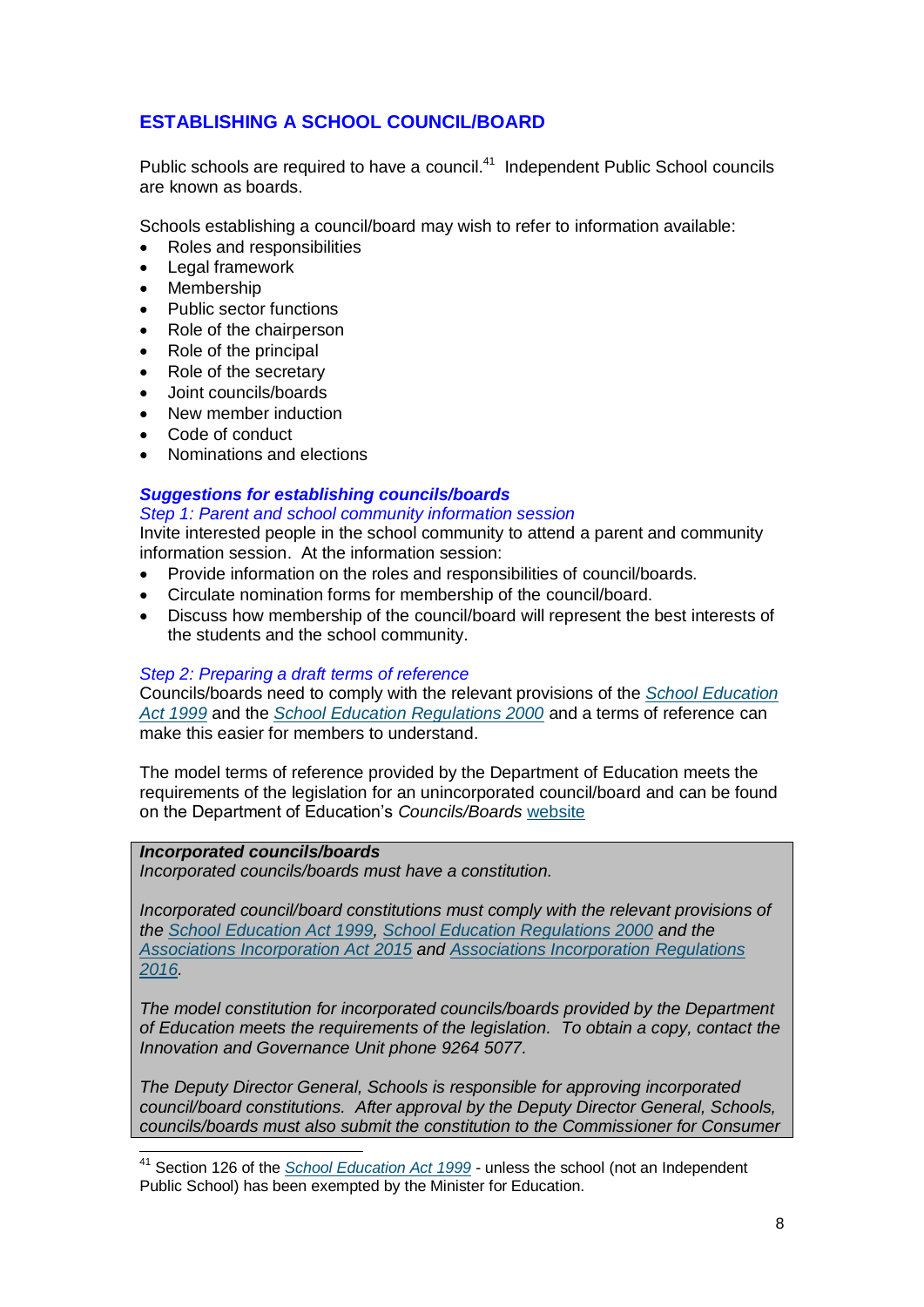## ESTABLISHING A SCHOOL COUNCIL/BOARD

Public schools are required to have a council.[41] Independent Public School councils are known as boards.

Schools establishing a council/board may wish to refer to information available:

- Roles and responsibilities
- Legal framework
- Membership
- Public sector functions
- Role of the chairperson
- Role of the principal
- Role of the secretary
- Joint councils/boards
- New member induction
- Code of conduct
- Nominations and elections

### *Suggestions for establishing councils/boards*

*Step 1: Parent and school community information session*

Invite interested people in the school community to attend a parent and community information session. At the information session:

- Provide information on the roles and responsibilities of council/boards.
- Circulate nomination forms for membership of the council/board.
- Discuss how membership of the council/board will represent the best interests of the students and the school community.

*Step 2: Preparing a draft terms of reference*

Councils/boards need to comply with the relevant provisions of the *School Education Act 1999* and the *School Education Regulations 2000* and a terms of reference can make this easier for members to understand.

The model terms of reference provided by the Department of Education meets the requirements of the legislation for an unincorporated council/board and can be found on the Department of Education's *Councils/Boards* website

***Incorporated councils/boards***

*Incorporated councils/boards must have a constitution.*

*Incorporated council/board constitutions must comply with the relevant provisions of the School Education Act 1999, School Education Regulations 2000 and the Associations Incorporation Act 2015 and Associations Incorporation Regulations 2016.*

*The model constitution for incorporated councils/boards provided by the Department of Education meets the requirements of the legislation. To obtain a copy, contact the Innovation and Governance Unit phone 9264 5077.*

*The Deputy Director General, Schools is responsible for approving incorporated council/board constitutions. After approval by the Deputy Director General, Schools, councils/boards must also submit the constitution to the Commissioner for Consumer*

---

[41] Section 126 of the *School Education Act 1999* - unless the school (not an Independent Public School) has been exempted by the Minister for Education.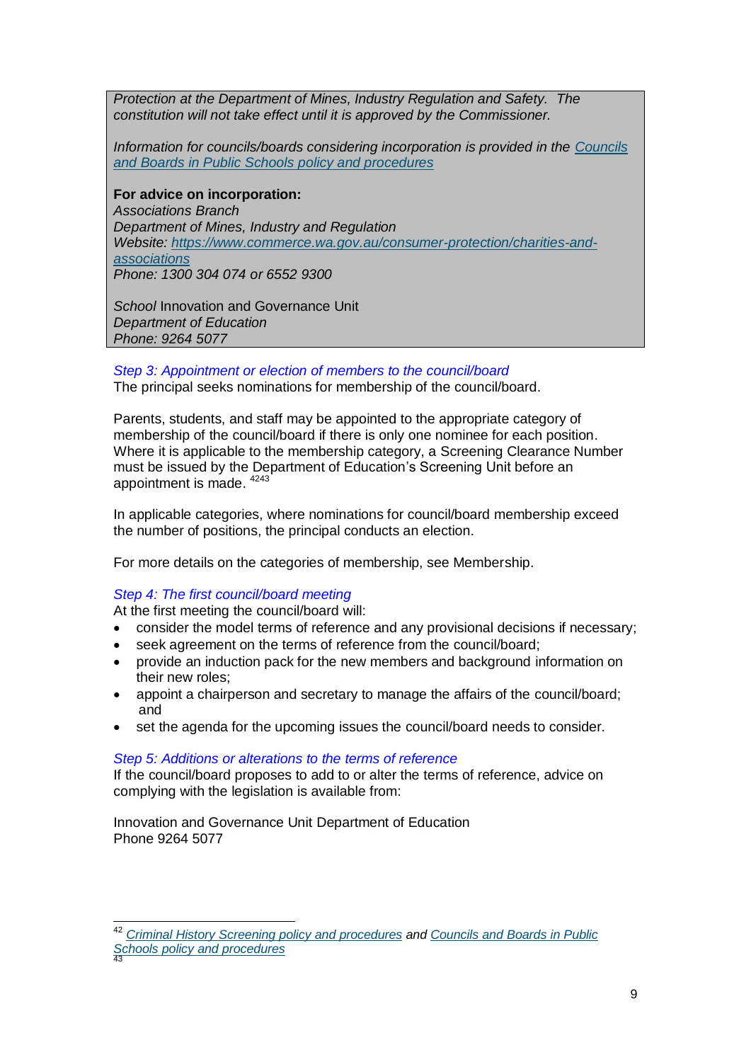*Protection at the Department of Mines, Industry Regulation and Safety. The constitution will not take effect until it is approved by the Commissioner.*

*Information for councils/boards considering incorporation is provided in the [Councils and Boards in Public Schools policy and procedures](#)*

**For advice on incorporation:**
*Associations Branch*
*Department of Mines, Industry and Regulation*
*Website: [https://www.commerce.wa.gov.au/consumer-protection/charities-and-associations](https://www.commerce.wa.gov.au/consumer-protection/charities-and-associations)*
*Phone: 1300 304 074 or 6552 9300*

*School* Innovation and Governance Unit
*Department of Education*
*Phone: 9264 5077*

*Step 3: Appointment or election of members to the council/board*

The principal seeks nominations for membership of the council/board.

Parents, students, and staff may be appointed to the appropriate category of membership of the council/board if there is only one nominee for each position. Where it is applicable to the membership category, a Screening Clearance Number must be issued by the Department of Education's Screening Unit before an appointment is made. [42][43]

In applicable categories, where nominations for council/board membership exceed the number of positions, the principal conducts an election.

For more details on the categories of membership, see Membership.

*Step 4: The first council/board meeting*

At the first meeting the council/board will:

- consider the model terms of reference and any provisional decisions if necessary;
- seek agreement on the terms of reference from the council/board;
- provide an induction pack for the new members and background information on their new roles;
- appoint a chairperson and secretary to manage the affairs of the council/board; and
- set the agenda for the upcoming issues the council/board needs to consider.

*Step 5: Additions or alterations to the terms of reference*

If the council/board proposes to add to or alter the terms of reference, advice on complying with the legislation is available from:

Innovation and Governance Unit Department of Education
Phone 9264 5077

---

[42] *[Criminal History Screening policy and procedures](#) and [Councils and Boards in Public Schools policy and procedures](#)*

[43]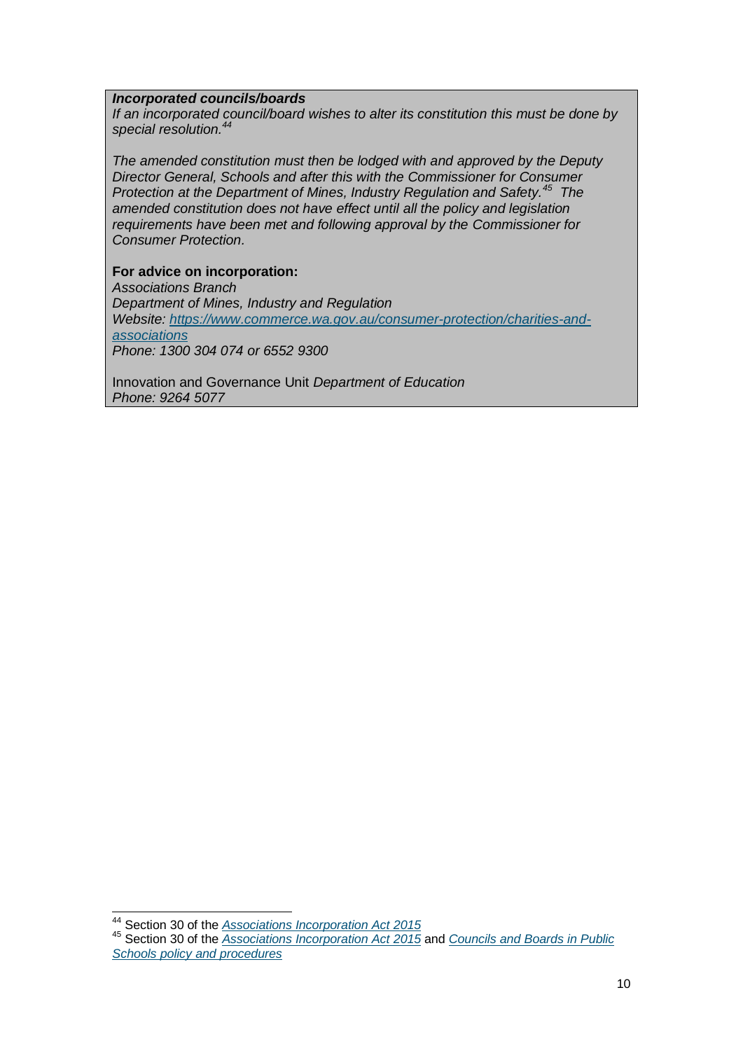***Incorporated councils/boards***

*If an incorporated council/board wishes to alter its constitution this must be done by special resolution.*[44]

*The amended constitution must then be lodged with and approved by the Deputy Director General, Schools and after this with the Commissioner for Consumer Protection at the Department of Mines, Industry Regulation and Safety.*[45] *The amended constitution does not have effect until all the policy and legislation requirements have been met and following approval by the Commissioner for Consumer Protection.*

**For advice on incorporation:**
*Associations Branch*
*Department of Mines, Industry and Regulation*
*Website: [https://www.commerce.wa.gov.au/consumer-protection/charities-and-associations](https://www.commerce.wa.gov.au/consumer-protection/charities-and-associations)*
*Phone: 1300 304 074 or 6552 9300*

Innovation and Governance Unit *Department of Education*
*Phone: 9264 5077*

---

[44] Section 30 of the *Associations Incorporation Act 2015*

[45] Section 30 of the *Associations Incorporation Act 2015* and *Councils and Boards in Public Schools policy and procedures*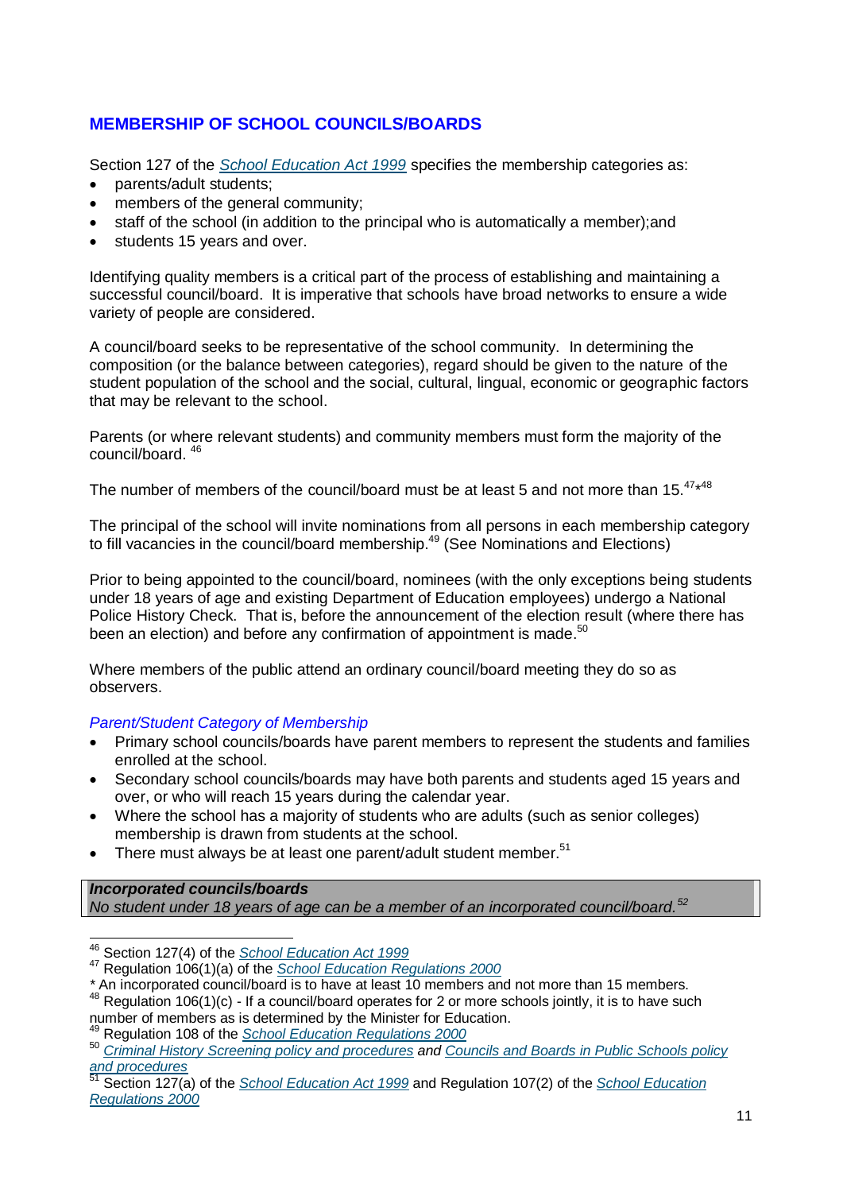## MEMBERSHIP OF SCHOOL COUNCILS/BOARDS

Section 127 of the *School Education Act 1999* specifies the membership categories as:

- parents/adult students;
- members of the general community;
- staff of the school (in addition to the principal who is automatically a member);and
- students 15 years and over.

Identifying quality members is a critical part of the process of establishing and maintaining a successful council/board. It is imperative that schools have broad networks to ensure a wide variety of people are considered.

A council/board seeks to be representative of the school community. In determining the composition (or the balance between categories), regard should be given to the nature of the student population of the school and the social, cultural, lingual, economic or geographic factors that may be relevant to the school.

Parents (or where relevant students) and community members must form the majority of the council/board. [46]

The number of members of the council/board must be at least 5 and not more than 15.[47*48]

The principal of the school will invite nominations from all persons in each membership category to fill vacancies in the council/board membership.[49] (See Nominations and Elections)

Prior to being appointed to the council/board, nominees (with the only exceptions being students under 18 years of age and existing Department of Education employees) undergo a National Police History Check. That is, before the announcement of the election result (where there has been an election) and before any confirmation of appointment is made.[50]

Where members of the public attend an ordinary council/board meeting they do so as observers.

### *Parent/Student Category of Membership*

- Primary school councils/boards have parent members to represent the students and families enrolled at the school.
- Secondary school councils/boards may have both parents and students aged 15 years and over, or who will reach 15 years during the calendar year.
- Where the school has a majority of students who are adults (such as senior colleges) membership is drawn from students at the school.
- There must always be at least one parent/adult student member.[51]

> ***Incorporated councils/boards***
> *No student under 18 years of age can be a member of an incorporated council/board.*[52]

---

[46] Section 127(4) of the *School Education Act 1999*

[47] Regulation 106(1)(a) of the *School Education Regulations 2000*

\* An incorporated council/board is to have at least 10 members and not more than 15 members.

[48] Regulation 106(1)(c) - If a council/board operates for 2 or more schools jointly, it is to have such number of members as is determined by the Minister for Education.

[49] Regulation 108 of the *School Education Regulations 2000*

[50] *Criminal History Screening policy and procedures and Councils and Boards in Public Schools policy and procedures*

[51] Section 127(a) of the *School Education Act 1999* and Regulation 107(2) of the *School Education Regulations 2000*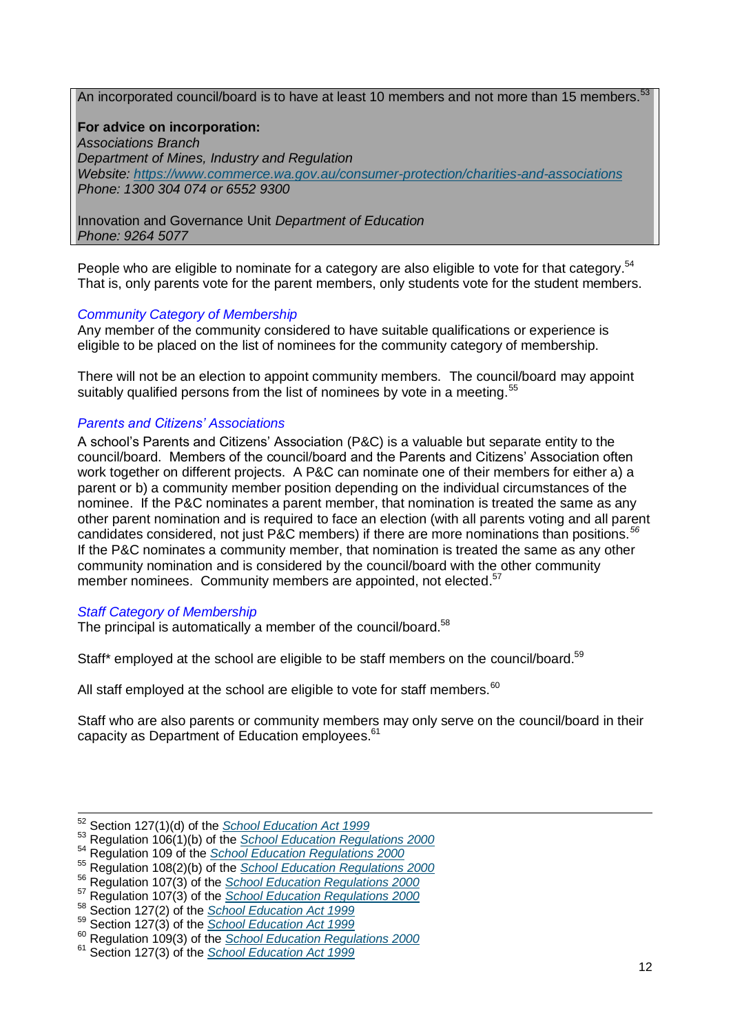An incorporated council/board is to have at least 10 members and not more than 15 members.[53]

**For advice on incorporation:**
*Associations Branch*
*Department of Mines, Industry and Regulation*
*Website: [https://www.commerce.wa.gov.au/consumer-protection/charities-and-associations](https://www.commerce.wa.gov.au/consumer-protection/charities-and-associations)*
*Phone: 1300 304 074 or 6552 9300*

Innovation and Governance Unit *Department of Education*
*Phone: 9264 5077*

People who are eligible to nominate for a category are also eligible to vote for that category.[54] That is, only parents vote for the parent members, only students vote for the student members.

*Community Category of Membership*

Any member of the community considered to have suitable qualifications or experience is eligible to be placed on the list of nominees for the community category of membership.

There will not be an election to appoint community members. The council/board may appoint suitably qualified persons from the list of nominees by vote in a meeting.[55]

*Parents and Citizens' Associations*

A school's Parents and Citizens' Association (P&C) is a valuable but separate entity to the council/board. Members of the council/board and the Parents and Citizens' Association often work together on different projects. A P&C can nominate one of their members for either a) a parent or b) a community member position depending on the individual circumstances of the nominee. If the P&C nominates a parent member, that nomination is treated the same as any other parent nomination and is required to face an election (with all parents voting and all parent candidates considered, not just P&C members) if there are more nominations than positions.[56] If the P&C nominates a community member, that nomination is treated the same as any other community nomination and is considered by the council/board with the other community member nominees. Community members are appointed, not elected.[57]

*Staff Category of Membership*

The principal is automatically a member of the council/board.[58]

Staff* employed at the school are eligible to be staff members on the council/board.[59]

All staff employed at the school are eligible to vote for staff members.[60]

Staff who are also parents or community members may only serve on the council/board in their capacity as Department of Education employees.[61]

---

[52] Section 127(1)(d) of the *School Education Act 1999*
[53] Regulation 106(1)(b) of the *School Education Regulations 2000*
[54] Regulation 109 of the *School Education Regulations 2000*
[55] Regulation 108(2)(b) of the *School Education Regulations 2000*
[56] Regulation 107(3) of the *School Education Regulations 2000*
[57] Regulation 107(3) of the *School Education Regulations 2000*
[58] Section 127(2) of the *School Education Act 1999*
[59] Section 127(3) of the *School Education Act 1999*
[60] Regulation 109(3) of the *School Education Regulations 2000*
[61] Section 127(3) of the *School Education Act 1999*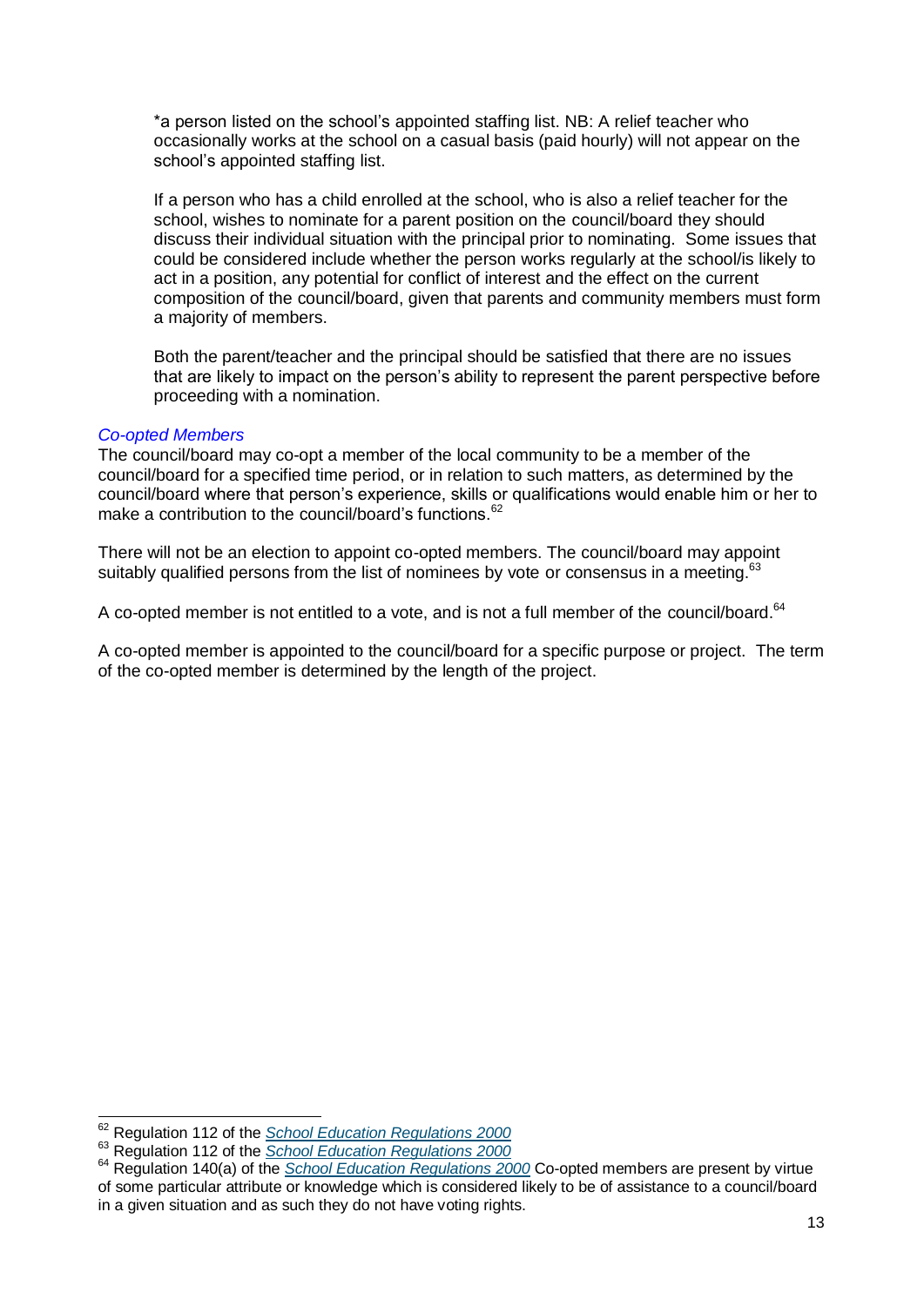*a person listed on the school's appointed staffing list. NB: A relief teacher who occasionally works at the school on a casual basis (paid hourly) will not appear on the school's appointed staffing list.

If a person who has a child enrolled at the school, who is also a relief teacher for the school, wishes to nominate for a parent position on the council/board they should discuss their individual situation with the principal prior to nominating. Some issues that could be considered include whether the person works regularly at the school/is likely to act in a position, any potential for conflict of interest and the effect on the current composition of the council/board, given that parents and community members must form a majority of members.

Both the parent/teacher and the principal should be satisfied that there are no issues that are likely to impact on the person's ability to represent the parent perspective before proceeding with a nomination.

### *Co-opted Members*

The council/board may co-opt a member of the local community to be a member of the council/board for a specified time period, or in relation to such matters, as determined by the council/board where that person's experience, skills or qualifications would enable him or her to make a contribution to the council/board's functions.[62]

There will not be an election to appoint co-opted members. The council/board may appoint suitably qualified persons from the list of nominees by vote or consensus in a meeting.[63]

A co-opted member is not entitled to a vote, and is not a full member of the council/board.[64]

A co-opted member is appointed to the council/board for a specific purpose or project. The term of the co-opted member is determined by the length of the project.

---

[62] Regulation 112 of the *School Education Regulations 2000*

[63] Regulation 112 of the *School Education Regulations 2000*

[64] Regulation 140(a) of the *School Education Regulations 2000* Co-opted members are present by virtue of some particular attribute or knowledge which is considered likely to be of assistance to a council/board in a given situation and as such they do not have voting rights.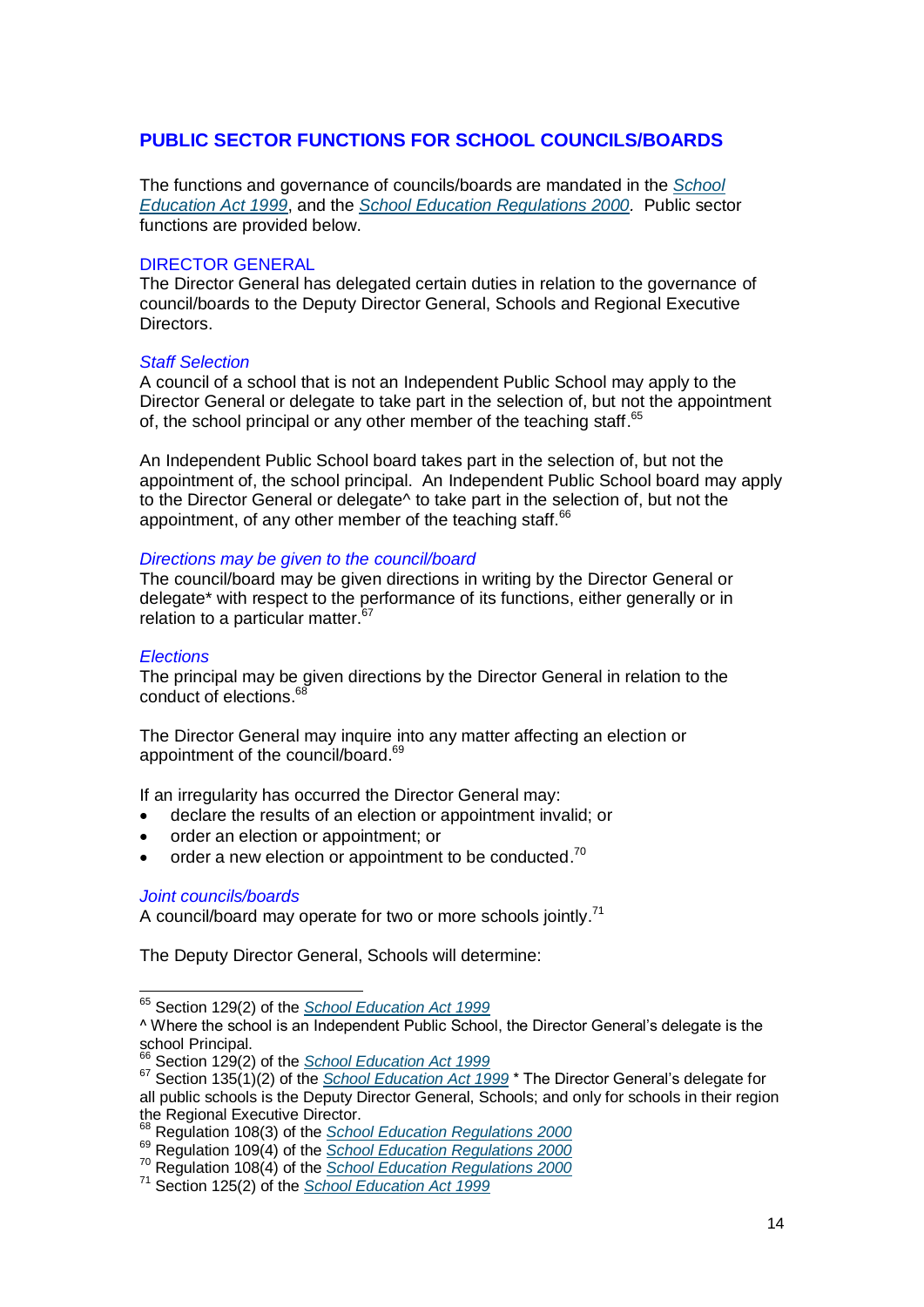## PUBLIC SECTOR FUNCTIONS FOR SCHOOL COUNCILS/BOARDS

The functions and governance of councils/boards are mandated in the *School Education Act 1999*, and the *School Education Regulations 2000.* Public sector functions are provided below.

### DIRECTOR GENERAL

The Director General has delegated certain duties in relation to the governance of council/boards to the Deputy Director General, Schools and Regional Executive Directors.

#### *Staff Selection*

A council of a school that is not an Independent Public School may apply to the Director General or delegate to take part in the selection of, but not the appointment of, the school principal or any other member of the teaching staff.[65]

An Independent Public School board takes part in the selection of, but not the appointment of, the school principal. An Independent Public School board may apply to the Director General or delegate^ to take part in the selection of, but not the appointment, of any other member of the teaching staff.[66]

#### *Directions may be given to the council/board*

The council/board may be given directions in writing by the Director General or delegate* with respect to the performance of its functions, either generally or in relation to a particular matter.[67]

#### *Elections*

The principal may be given directions by the Director General in relation to the conduct of elections.[68]

The Director General may inquire into any matter affecting an election or appointment of the council/board.[69]

If an irregularity has occurred the Director General may:

- declare the results of an election or appointment invalid; or
- order an election or appointment; or
- order a new election or appointment to be conducted.[70]

#### *Joint councils/boards*

A council/board may operate for two or more schools jointly.[71]

The Deputy Director General, Schools will determine:

---

[65] Section 129(2) of the *School Education Act 1999*

^ Where the school is an Independent Public School, the Director General's delegate is the school Principal.

[66] Section 129(2) of the *School Education Act 1999*

[67] Section 135(1)(2) of the *School Education Act 1999* * The Director General's delegate for all public schools is the Deputy Director General, Schools; and only for schools in their region the Regional Executive Director.

[68] Regulation 108(3) of the *School Education Regulations 2000*

[69] Regulation 109(4) of the *School Education Regulations 2000*

[70] Regulation 108(4) of the *School Education Regulations 2000*

[71] Section 125(2) of the *School Education Act 1999*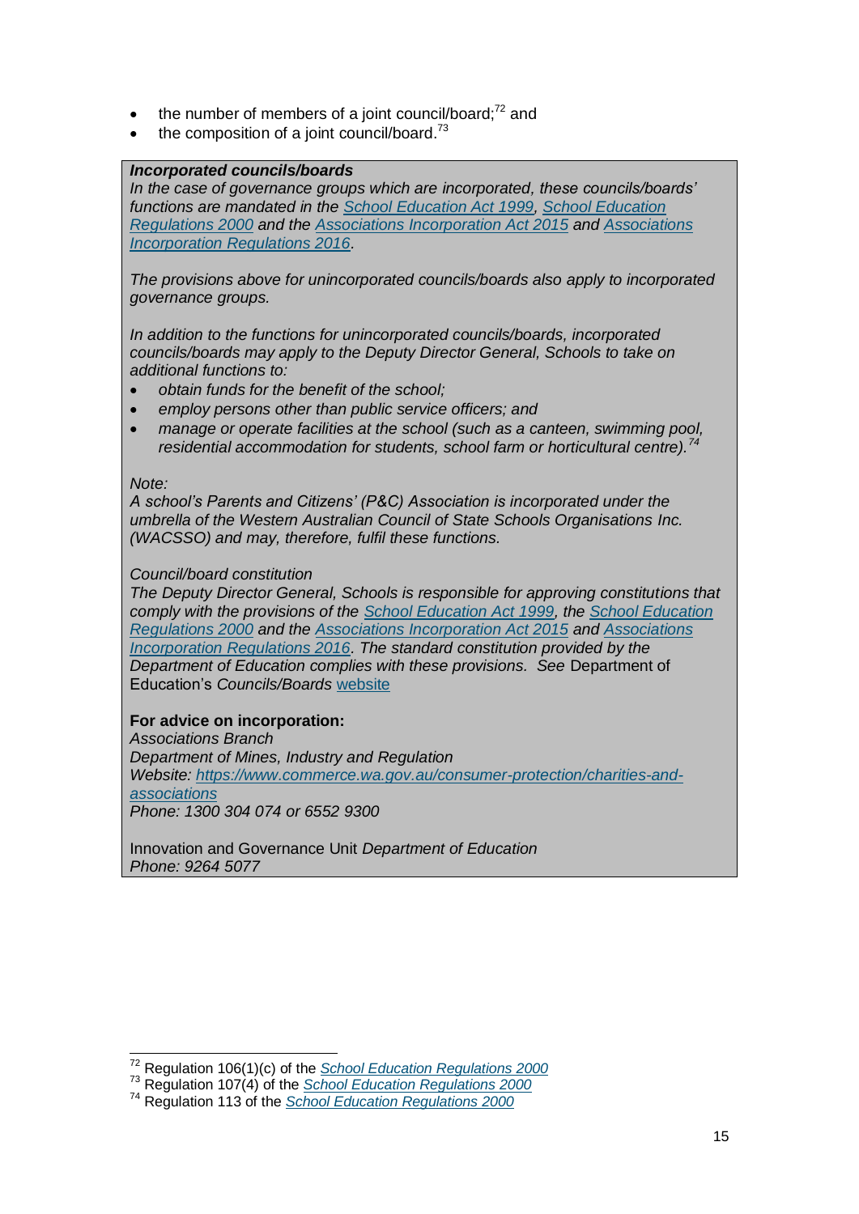- the number of members of a joint council/board;[72] and
- the composition of a joint council/board.[73]

***Incorporated councils/boards***

*In the case of governance groups which are incorporated, these councils/boards' functions are mandated in the [School Education Act 1999](), [School Education Regulations 2000]() and the [Associations Incorporation Act 2015]() and [Associations Incorporation Regulations 2016]().*

*The provisions above for unincorporated councils/boards also apply to incorporated governance groups.*

*In addition to the functions for unincorporated councils/boards, incorporated councils/boards may apply to the Deputy Director General, Schools to take on additional functions to:*

- *obtain funds for the benefit of the school;*
- *employ persons other than public service officers; and*
- *manage or operate facilities at the school (such as a canteen, swimming pool, residential accommodation for students, school farm or horticultural centre).*[74]

*Note:*
*A school's Parents and Citizens' (P&C) Association is incorporated under the umbrella of the Western Australian Council of State Schools Organisations Inc. (WACSSO) and may, therefore, fulfil these functions.*

*Council/board constitution*
*The Deputy Director General, Schools is responsible for approving constitutions that comply with the provisions of the [School Education Act 1999](), the [School Education Regulations 2000]() and the [Associations Incorporation Act 2015]() and [Associations Incorporation Regulations 2016](). The standard constitution provided by the Department of Education complies with these provisions. See* Department of Education's *Councils/Boards* [website]()

**For advice on incorporation:**
*Associations Branch*
*Department of Mines, Industry and Regulation*
*Website: [https://www.commerce.wa.gov.au/consumer-protection/charities-and-associations](https://www.commerce.wa.gov.au/consumer-protection/charities-and-associations)*
*Phone: 1300 304 074 or 6552 9300*

Innovation and Governance Unit *Department of Education*
*Phone: 9264 5077*

---

[72] Regulation 106(1)(c) of the *[School Education Regulations 2000]()*
[73] Regulation 107(4) of the *[School Education Regulations 2000]()*
[74] Regulation 113 of the *[School Education Regulations 2000]()*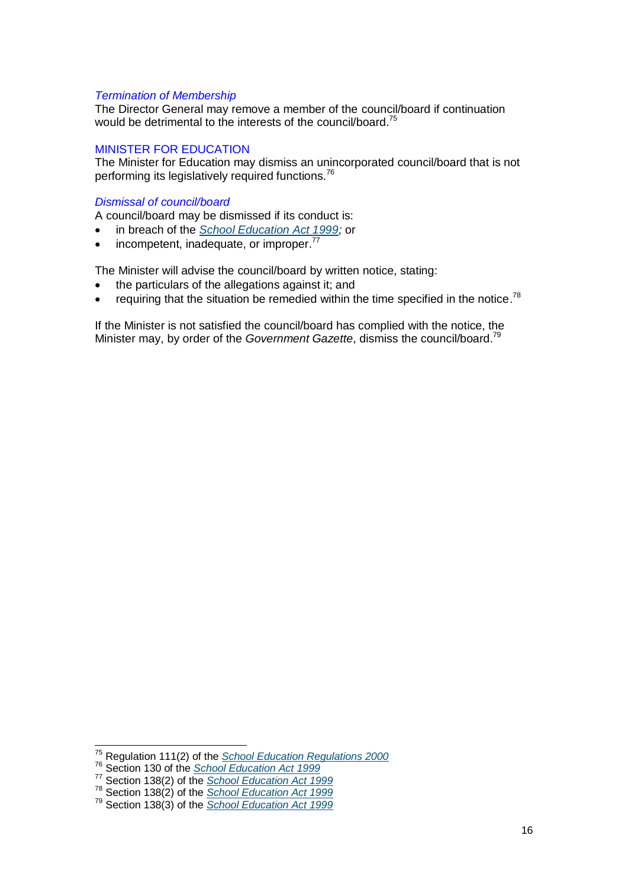### *Termination of Membership*

The Director General may remove a member of the council/board if continuation would be detrimental to the interests of the council/board.[75]

## MINISTER FOR EDUCATION

The Minister for Education may dismiss an unincorporated council/board that is not performing its legislatively required functions.[76]

### *Dismissal of council/board*

A council/board may be dismissed if its conduct is:

- in breach of the *School Education Act 1999;* or
- incompetent, inadequate, or improper.[77]

The Minister will advise the council/board by written notice, stating:

- the particulars of the allegations against it; and
- requiring that the situation be remedied within the time specified in the notice.[78]

If the Minister is not satisfied the council/board has complied with the notice, the Minister may, by order of the *Government Gazette*, dismiss the council/board.[79]

---

[75] Regulation 111(2) of the *School Education Regulations 2000*
[76] Section 130 of the *School Education Act 1999*
[77] Section 138(2) of the *School Education Act 1999*
[78] Section 138(2) of the *School Education Act 1999*
[79] Section 138(3) of the *School Education Act 1999*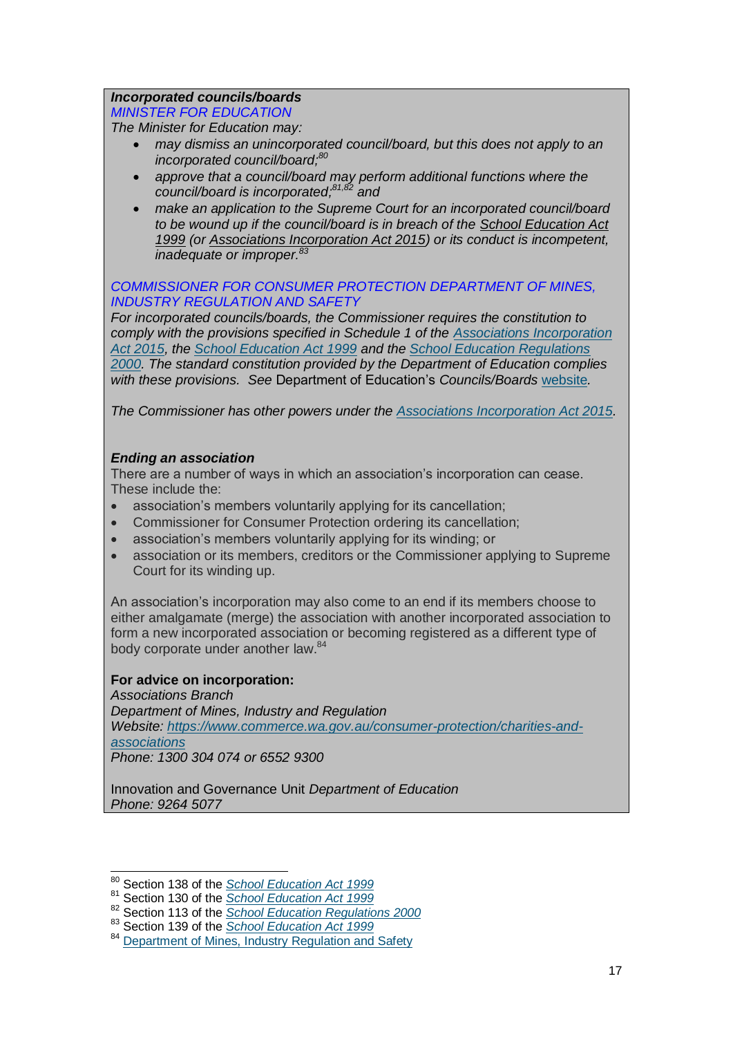***Incorporated councils/boards***

*MINISTER FOR EDUCATION*

*The Minister for Education may:*

- *may dismiss an unincorporated council/board, but this does not apply to an incorporated council/board;*[80]
- *approve that a council/board may perform additional functions where the council/board is incorporated;*[81,82] *and*
- *make an application to the Supreme Court for an incorporated council/board to be wound up if the council/board is in breach of the School Education Act 1999 (or Associations Incorporation Act 2015) or its conduct is incompetent, inadequate or improper.*[83]

*COMMISSIONER FOR CONSUMER PROTECTION DEPARTMENT OF MINES, INDUSTRY REGULATION AND SAFETY*

*For incorporated councils/boards, the Commissioner requires the constitution to comply with the provisions specified in Schedule 1 of the Associations Incorporation Act 2015, the School Education Act 1999 and the School Education Regulations 2000. The standard constitution provided by the Department of Education complies with these provisions. See* Department of Education's *Councils/Boards* website.

*The Commissioner has other powers under the Associations Incorporation Act 2015.*

***Ending an association***

There are a number of ways in which an association's incorporation can cease. These include the:

- association's members voluntarily applying for its cancellation;
- Commissioner for Consumer Protection ordering its cancellation;
- association's members voluntarily applying for its winding; or
- association or its members, creditors or the Commissioner applying to Supreme Court for its winding up.

An association's incorporation may also come to an end if its members choose to either amalgamate (merge) the association with another incorporated association to form a new incorporated association or becoming registered as a different type of body corporate under another law.[84]

**For advice on incorporation:**

*Associations Branch*

*Department of Mines, Industry and Regulation*

*Website: https://www.commerce.wa.gov.au/consumer-protection/charities-and-associations*

*Phone: 1300 304 074 or 6552 9300*

Innovation and Governance Unit *Department of Education*

*Phone: 9264 5077*

---

[80] Section 138 of the *School Education Act 1999*

[81] Section 130 of the *School Education Act 1999*

[82] Section 113 of the *School Education Regulations 2000*

[83] Section 139 of the *School Education Act 1999*

[84] Department of Mines, Industry Regulation and Safety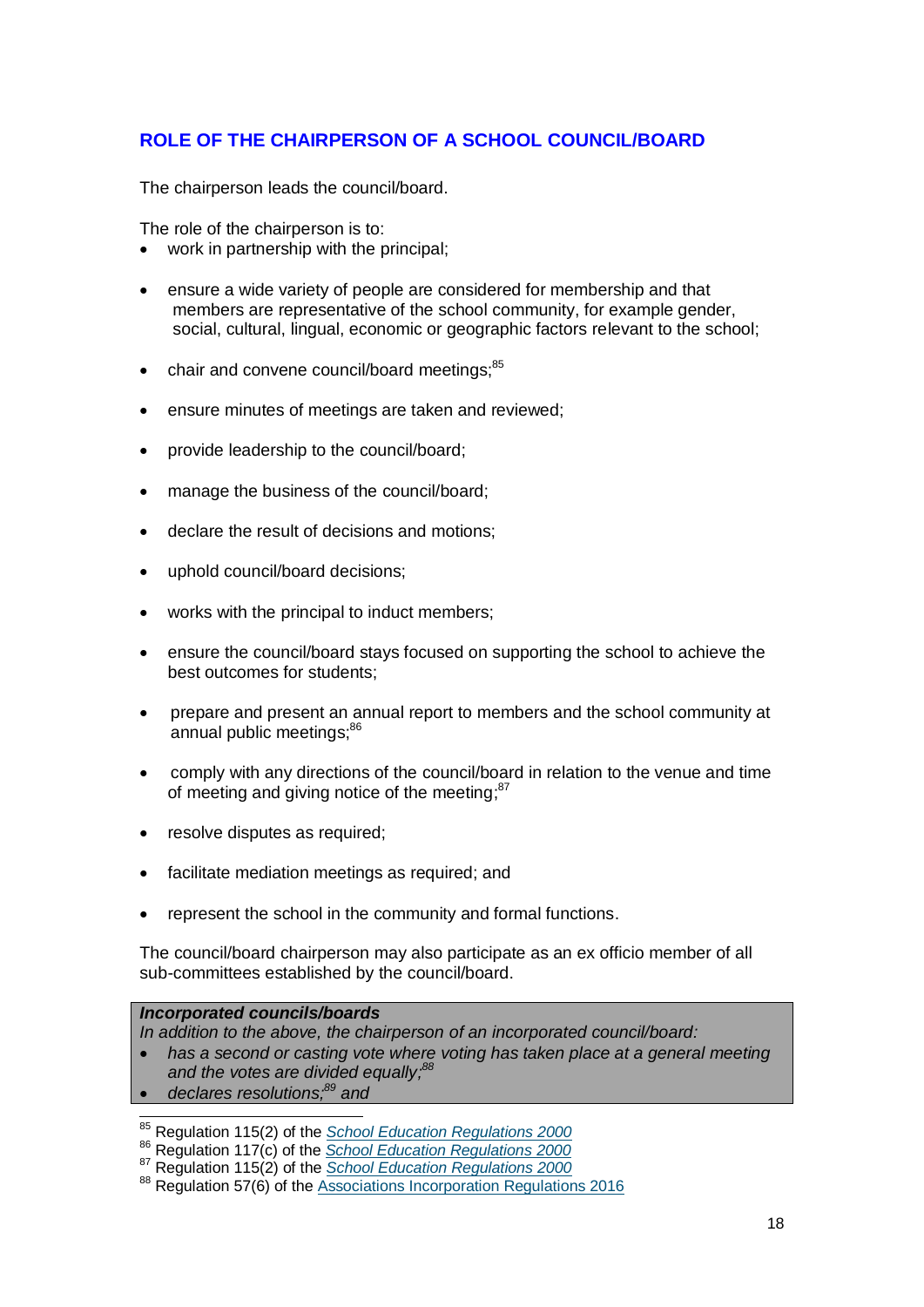## ROLE OF THE CHAIRPERSON OF A SCHOOL COUNCIL/BOARD

The chairperson leads the council/board.

The role of the chairperson is to:

- work in partnership with the principal;
- ensure a wide variety of people are considered for membership and that members are representative of the school community, for example gender, social, cultural, lingual, economic or geographic factors relevant to the school;
- chair and convene council/board meetings;[85]
- ensure minutes of meetings are taken and reviewed;
- provide leadership to the council/board;
- manage the business of the council/board;
- declare the result of decisions and motions;
- uphold council/board decisions;
- works with the principal to induct members;
- ensure the council/board stays focused on supporting the school to achieve the best outcomes for students;
- prepare and present an annual report to members and the school community at annual public meetings;[86]
- comply with any directions of the council/board in relation to the venue and time of meeting and giving notice of the meeting;[87]
- resolve disputes as required;
- facilitate mediation meetings as required; and
- represent the school in the community and formal functions.

The council/board chairperson may also participate as an ex officio member of all sub-committees established by the council/board.

***Incorporated councils/boards***

*In addition to the above, the chairperson of an incorporated council/board:*

- *has a second or casting vote where voting has taken place at a general meeting and the votes are divided equally;*[88]
- *declares resolutions;*[89] *and*

---

[85] Regulation 115(2) of the *School Education Regulations 2000*
[86] Regulation 117(c) of the *School Education Regulations 2000*
[87] Regulation 115(2) of the *School Education Regulations 2000*
[88] Regulation 57(6) of the Associations Incorporation Regulations 2016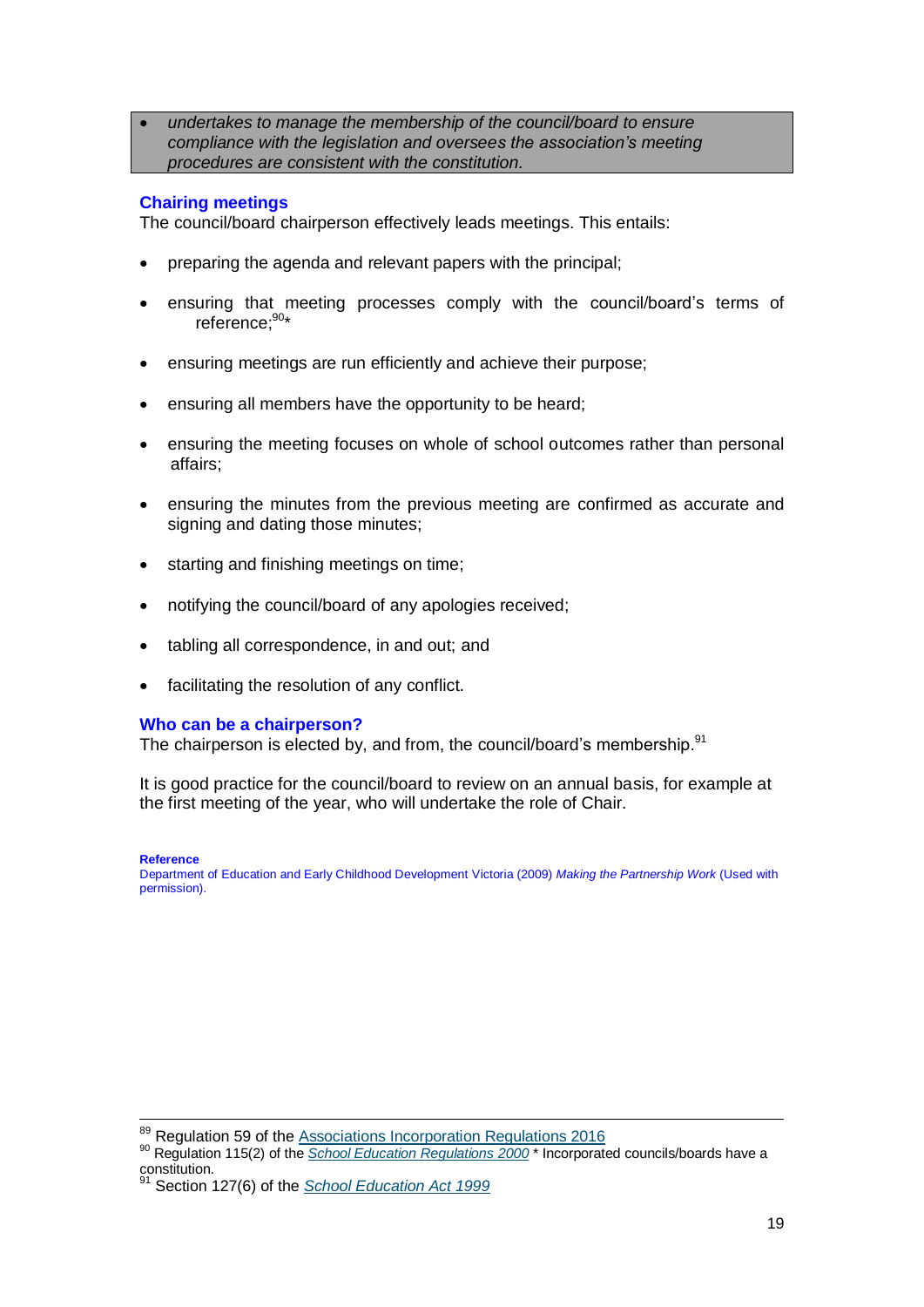- *undertakes to manage the membership of the council/board to ensure compliance with the legislation and oversees the association's meeting procedures are consistent with the constitution.*

### Chairing meetings

The council/board chairperson effectively leads meetings. This entails:

- preparing the agenda and relevant papers with the principal;
- ensuring that meeting processes comply with the council/board's terms of reference;[90]*
- ensuring meetings are run efficiently and achieve their purpose;
- ensuring all members have the opportunity to be heard;
- ensuring the meeting focuses on whole of school outcomes rather than personal affairs;
- ensuring the minutes from the previous meeting are confirmed as accurate and signing and dating those minutes;
- starting and finishing meetings on time;
- notifying the council/board of any apologies received;
- tabling all correspondence, in and out; and
- facilitating the resolution of any conflict.

### Who can be a chairperson?

The chairperson is elected by, and from, the council/board's membership.[91]

It is good practice for the council/board to review on an annual basis, for example at the first meeting of the year, who will undertake the role of Chair.

**Reference**
Department of Education and Early Childhood Development Victoria (2009) *Making the Partnership Work* (Used with permission).

---

[89] Regulation 59 of the Associations Incorporation Regulations 2016
[90] Regulation 115(2) of the *School Education Regulations 2000* * Incorporated councils/boards have a constitution.
[91] Section 127(6) of the *School Education Act 1999*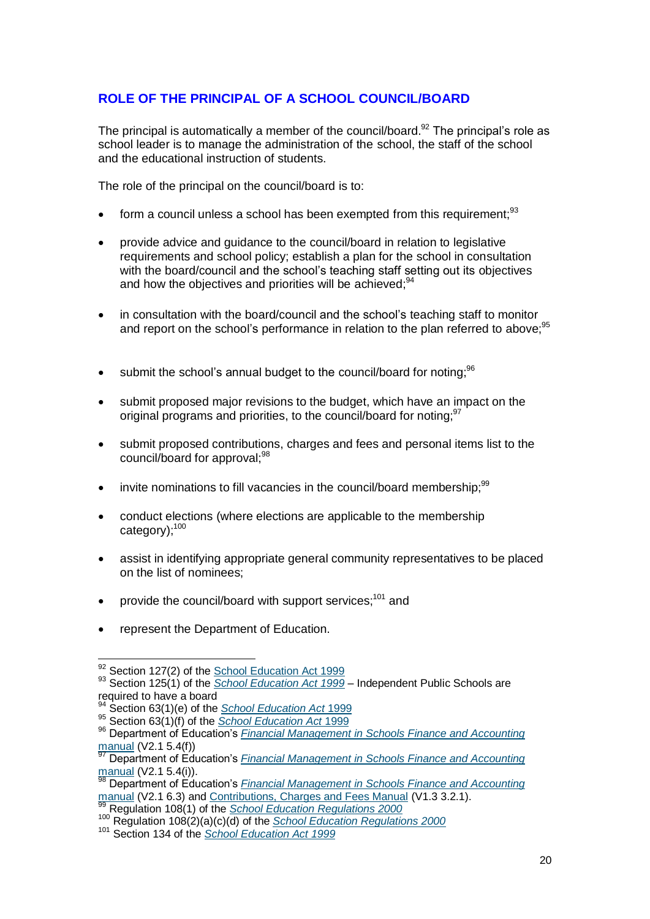## ROLE OF THE PRINCIPAL OF A SCHOOL COUNCIL/BOARD

The principal is automatically a member of the council/board.[92] The principal's role as school leader is to manage the administration of the school, the staff of the school and the educational instruction of students.

The role of the principal on the council/board is to:

- form a council unless a school has been exempted from this requirement;[93]
- provide advice and guidance to the council/board in relation to legislative requirements and school policy; establish a plan for the school in consultation with the board/council and the school's teaching staff setting out its objectives and how the objectives and priorities will be achieved;[94]
- in consultation with the board/council and the school's teaching staff to monitor and report on the school's performance in relation to the plan referred to above;[95]
- submit the school's annual budget to the council/board for noting;[96]
- submit proposed major revisions to the budget, which have an impact on the original programs and priorities, to the council/board for noting;[97]
- submit proposed contributions, charges and fees and personal items list to the council/board for approval;[98]
- invite nominations to fill vacancies in the council/board membership;[99]
- conduct elections (where elections are applicable to the membership category);[100]
- assist in identifying appropriate general community representatives to be placed on the list of nominees;
- provide the council/board with support services;[101] and
- represent the Department of Education.

---

[92] Section 127(2) of the School Education Act 1999
[93] Section 125(1) of the *School Education Act 1999* – Independent Public Schools are required to have a board
[94] Section 63(1)(e) of the *School Education Act* 1999
[95] Section 63(1)(f) of the *School Education Act* 1999
[96] Department of Education's *Financial Management in Schools Finance and Accounting* manual (V2.1 5.4(f))
[97] Department of Education's *Financial Management in Schools Finance and Accounting* manual (V2.1 5.4(i)).
[98] Department of Education's *Financial Management in Schools Finance and Accounting* manual (V2.1 6.3) and Contributions, Charges and Fees Manual (V1.3 3.2.1).
[99] Regulation 108(1) of the *School Education Regulations 2000*
[100] Regulation 108(2)(a)(c)(d) of the *School Education Regulations 2000*
[101] Section 134 of the *School Education Act 1999*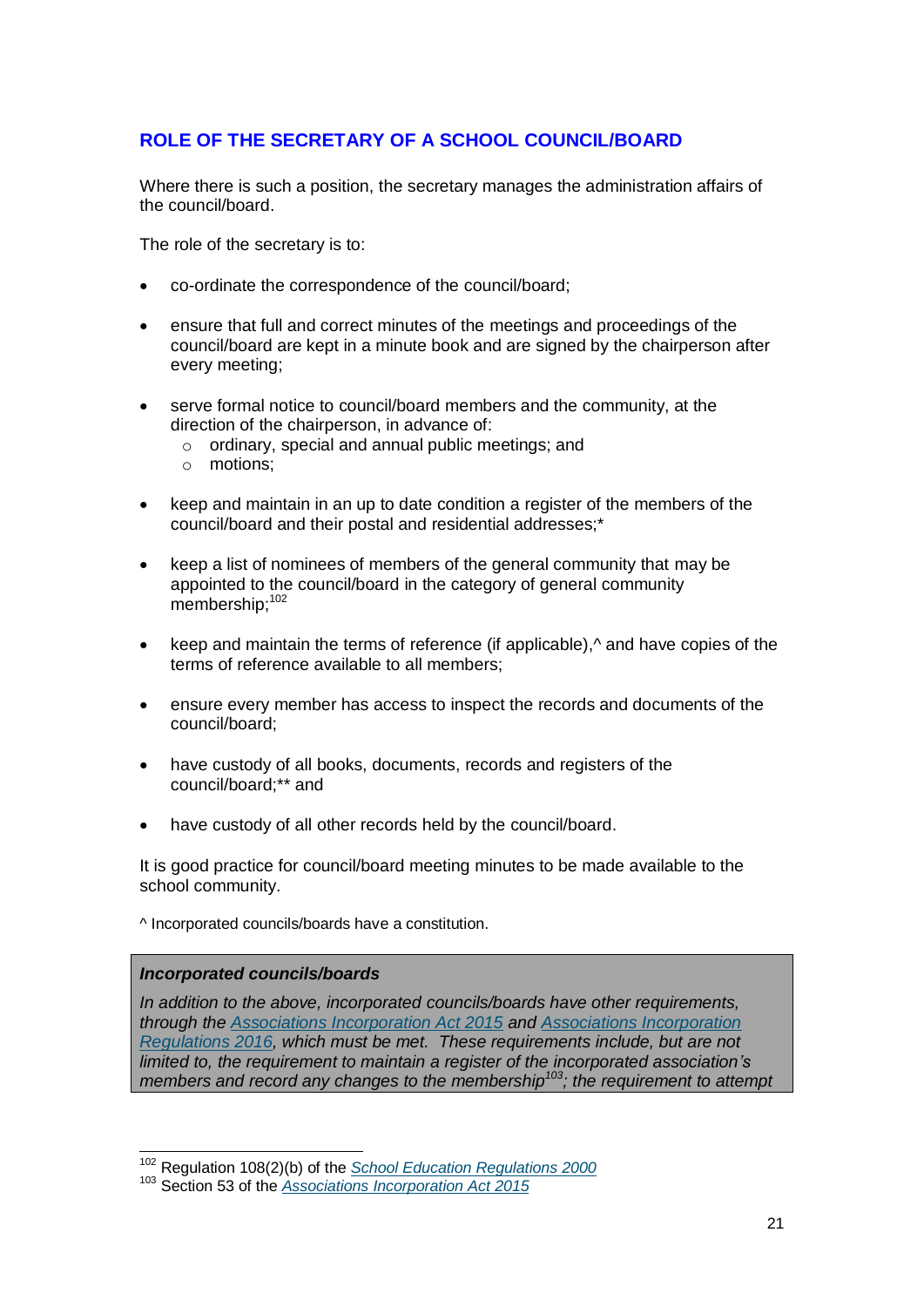## ROLE OF THE SECRETARY OF A SCHOOL COUNCIL/BOARD

Where there is such a position, the secretary manages the administration affairs of the council/board.

The role of the secretary is to:

- co-ordinate the correspondence of the council/board;
- ensure that full and correct minutes of the meetings and proceedings of the council/board are kept in a minute book and are signed by the chairperson after every meeting;
- serve formal notice to council/board members and the community, at the direction of the chairperson, in advance of:
  - ordinary, special and annual public meetings; and
  - motions;
- keep and maintain in an up to date condition a register of the members of the council/board and their postal and residential addresses;*
- keep a list of nominees of members of the general community that may be appointed to the council/board in the category of general community membership;[102]
- keep and maintain the terms of reference (if applicable),^ and have copies of the terms of reference available to all members;
- ensure every member has access to inspect the records and documents of the council/board;
- have custody of all books, documents, records and registers of the council/board;** and
- have custody of all other records held by the council/board.

It is good practice for council/board meeting minutes to be made available to the school community.

^ Incorporated councils/boards have a constitution.

> ***Incorporated councils/boards***
>
> *In addition to the above, incorporated councils/boards have other requirements, through the [Associations Incorporation Act 2015]() and [Associations Incorporation Regulations 2016](), which must be met. These requirements include, but are not limited to, the requirement to maintain a register of the incorporated association's members and record any changes to the membership[103]; the requirement to attempt*

---

[102] Regulation 108(2)(b) of the *School Education Regulations 2000*

[103] Section 53 of the *Associations Incorporation Act 2015*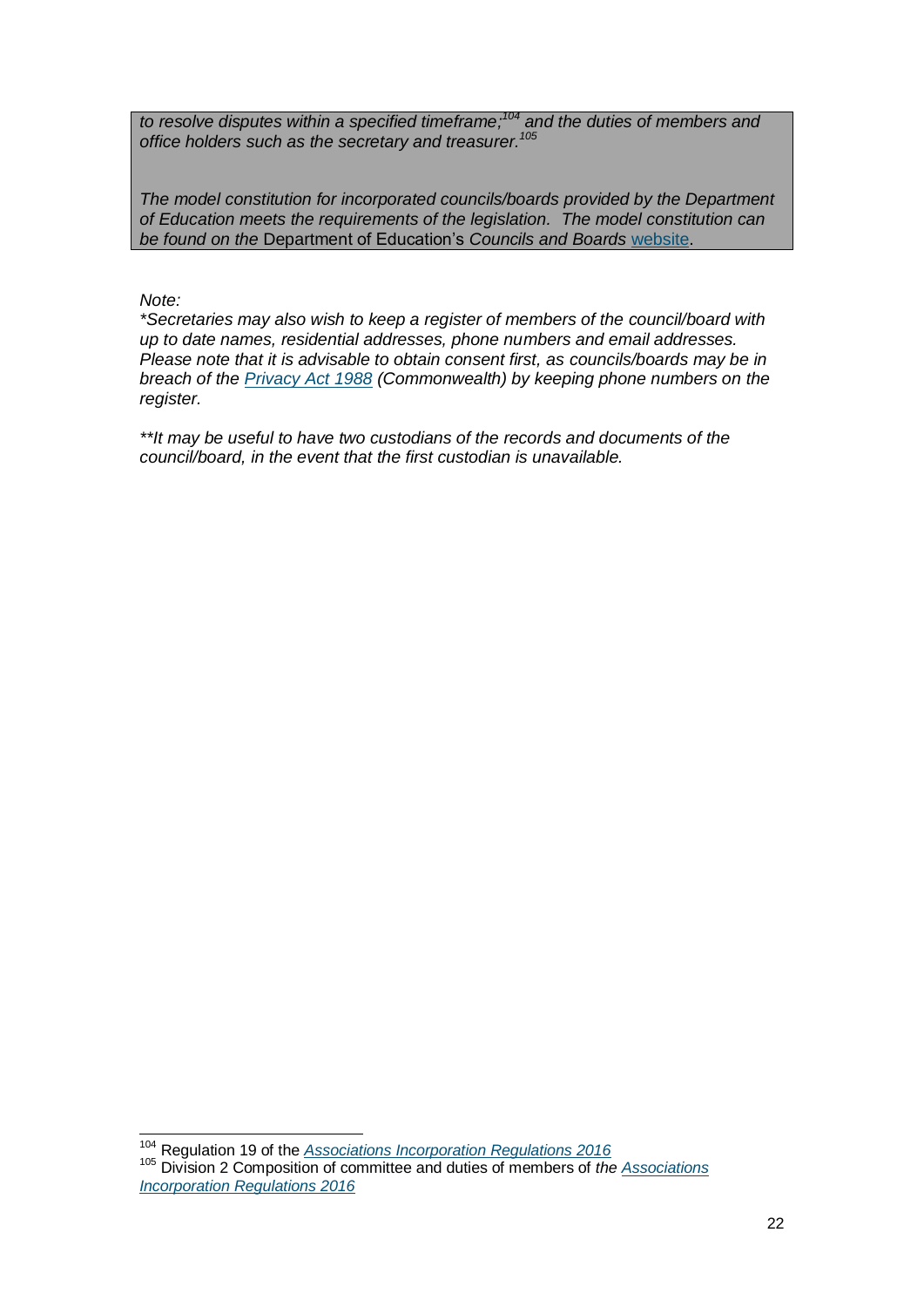*to resolve disputes within a specified timeframe;*[104] *and the duties of members and office holders such as the secretary and treasurer.*[105]

*The model constitution for incorporated councils/boards provided by the Department of Education meets the requirements of the legislation. The model constitution can be found on the* Department of Education's *Councils and Boards* website.

*Note:*

**Secretaries may also wish to keep a register of members of the council/board with up to date names, residential addresses, phone numbers and email addresses. Please note that it is advisable to obtain consent first, as councils/boards may be in breach of the Privacy Act 1988 (Commonwealth) by keeping phone numbers on the register.*

***It may be useful to have two custodians of the records and documents of the council/board, in the event that the first custodian is unavailable.*

[104] Regulation 19 of the *Associations Incorporation Regulations 2016*

[105] Division 2 Composition of committee and duties of members of *the Associations Incorporation Regulations 2016*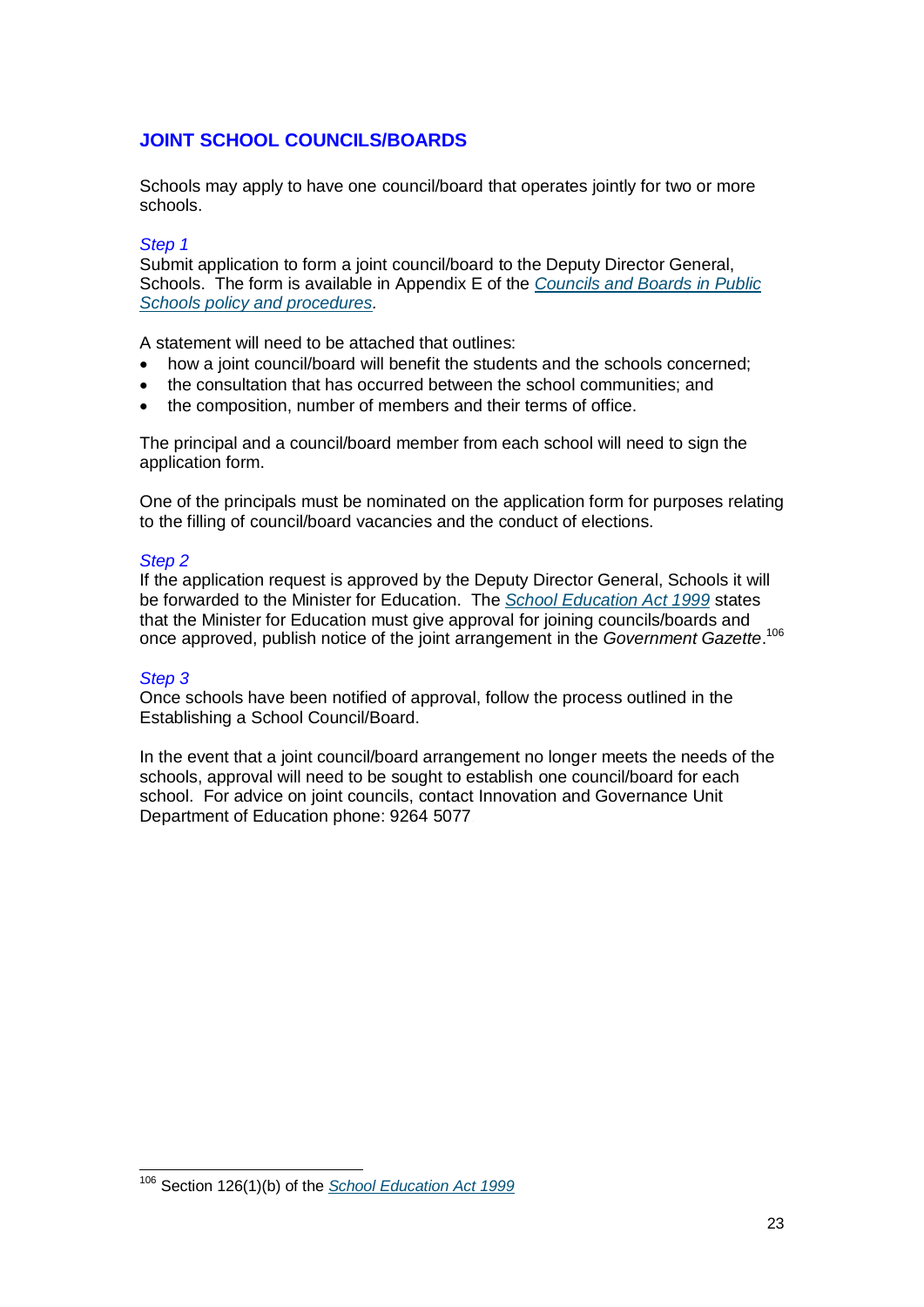## JOINT SCHOOL COUNCILS/BOARDS

Schools may apply to have one council/board that operates jointly for two or more schools.

*Step 1*

Submit application to form a joint council/board to the Deputy Director General, Schools. The form is available in Appendix E of the *Councils and Boards in Public Schools policy and procedures.*

A statement will need to be attached that outlines:

- how a joint council/board will benefit the students and the schools concerned;
- the consultation that has occurred between the school communities; and
- the composition, number of members and their terms of office.

The principal and a council/board member from each school will need to sign the application form.

One of the principals must be nominated on the application form for purposes relating to the filling of council/board vacancies and the conduct of elections.

*Step 2*

If the application request is approved by the Deputy Director General, Schools it will be forwarded to the Minister for Education. The *School Education Act 1999* states that the Minister for Education must give approval for joining councils/boards and once approved, publish notice of the joint arrangement in the *Government Gazette*.[106]

*Step 3*

Once schools have been notified of approval, follow the process outlined in the Establishing a School Council/Board.

In the event that a joint council/board arrangement no longer meets the needs of the schools, approval will need to be sought to establish one council/board for each school. For advice on joint councils, contact Innovation and Governance Unit Department of Education phone: 9264 5077

---

[106] Section 126(1)(b) of the *School Education Act 1999*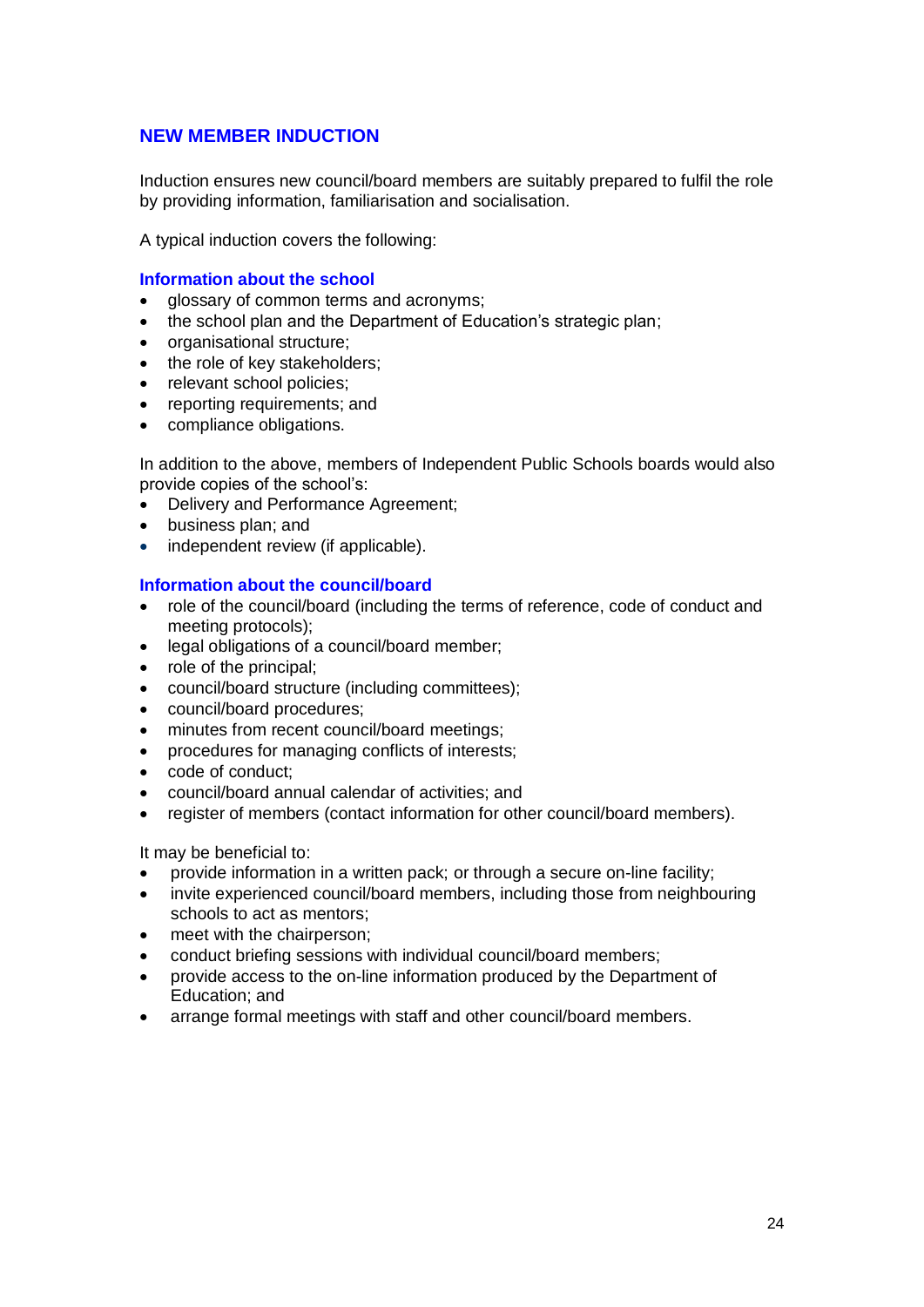## NEW MEMBER INDUCTION

Induction ensures new council/board members are suitably prepared to fulfil the role by providing information, familiarisation and socialisation.

A typical induction covers the following:

### Information about the school

- glossary of common terms and acronyms;
- the school plan and the Department of Education's strategic plan;
- organisational structure;
- the role of key stakeholders;
- relevant school policies;
- reporting requirements; and
- compliance obligations.

In addition to the above, members of Independent Public Schools boards would also provide copies of the school's:

- Delivery and Performance Agreement;
- business plan; and
- independent review (if applicable).

### Information about the council/board

- role of the council/board (including the terms of reference, code of conduct and meeting protocols);
- legal obligations of a council/board member;
- role of the principal;
- council/board structure (including committees);
- council/board procedures;
- minutes from recent council/board meetings;
- procedures for managing conflicts of interests;
- code of conduct;
- council/board annual calendar of activities; and
- register of members (contact information for other council/board members).

It may be beneficial to:

- provide information in a written pack; or through a secure on-line facility;
- invite experienced council/board members, including those from neighbouring schools to act as mentors;
- meet with the chairperson;
- conduct briefing sessions with individual council/board members;
- provide access to the on-line information produced by the Department of Education; and
- arrange formal meetings with staff and other council/board members.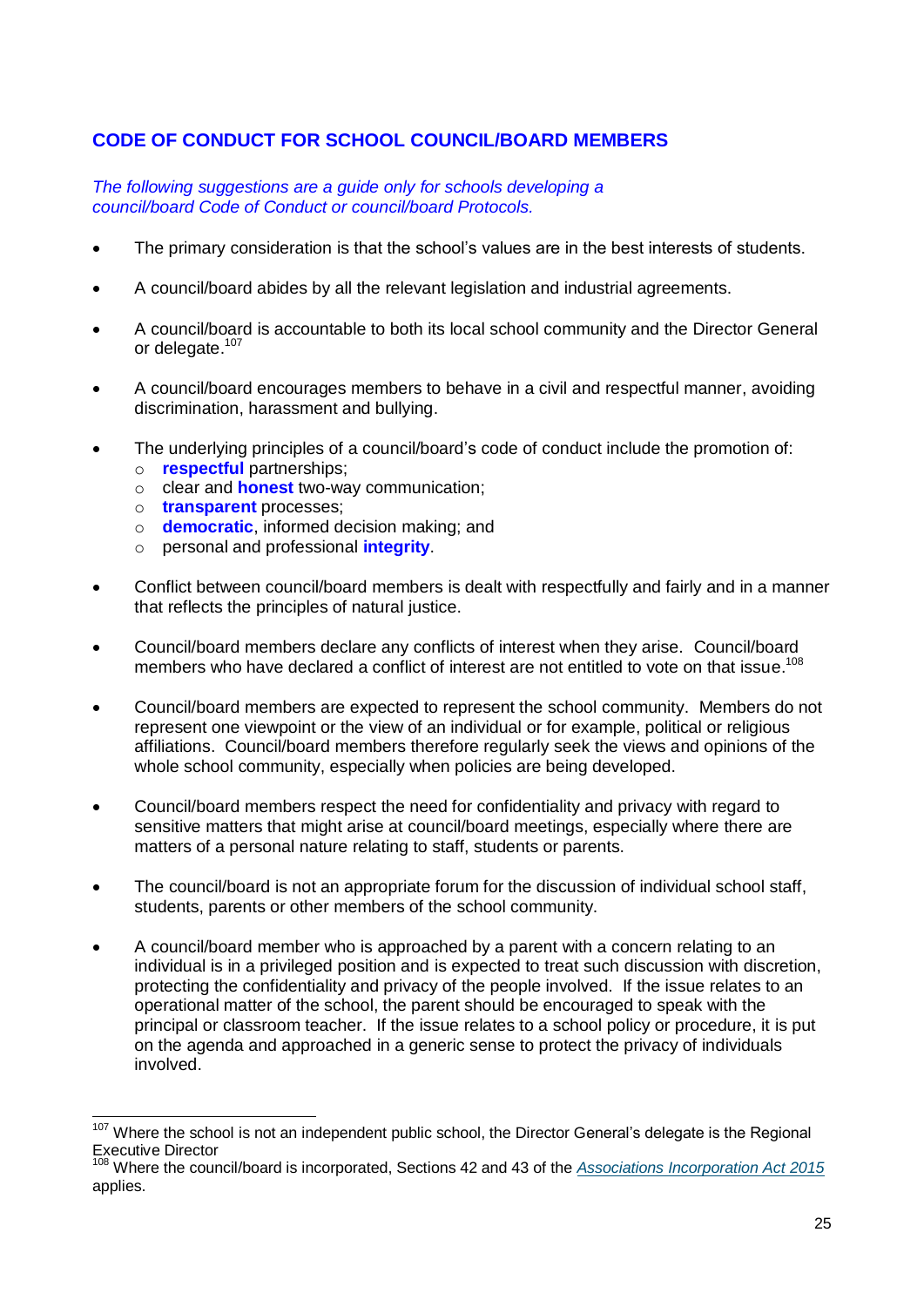## CODE OF CONDUCT FOR SCHOOL COUNCIL/BOARD MEMBERS

*The following suggestions are a guide only for schools developing a council/board Code of Conduct or council/board Protocols.*

- The primary consideration is that the school's values are in the best interests of students.
- A council/board abides by all the relevant legislation and industrial agreements.
- A council/board is accountable to both its local school community and the Director General or delegate.[107]
- A council/board encourages members to behave in a civil and respectful manner, avoiding discrimination, harassment and bullying.
- The underlying principles of a council/board's code of conduct include the promotion of:
  - **respectful** partnerships;
  - clear and **honest** two-way communication;
  - **transparent** processes;
  - **democratic**, informed decision making; and
  - personal and professional **integrity**.
- Conflict between council/board members is dealt with respectfully and fairly and in a manner that reflects the principles of natural justice.
- Council/board members declare any conflicts of interest when they arise. Council/board members who have declared a conflict of interest are not entitled to vote on that issue.[108]
- Council/board members are expected to represent the school community. Members do not represent one viewpoint or the view of an individual or for example, political or religious affiliations. Council/board members therefore regularly seek the views and opinions of the whole school community, especially when policies are being developed.
- Council/board members respect the need for confidentiality and privacy with regard to sensitive matters that might arise at council/board meetings, especially where there are matters of a personal nature relating to staff, students or parents.
- The council/board is not an appropriate forum for the discussion of individual school staff, students, parents or other members of the school community.
- A council/board member who is approached by a parent with a concern relating to an individual is in a privileged position and is expected to treat such discussion with discretion, protecting the confidentiality and privacy of the people involved. If the issue relates to an operational matter of the school, the parent should be encouraged to speak with the principal or classroom teacher. If the issue relates to a school policy or procedure, it is put on the agenda and approached in a generic sense to protect the privacy of individuals involved.

---

[107] Where the school is not an independent public school, the Director General's delegate is the Regional Executive Director

[108] Where the council/board is incorporated, Sections 42 and 43 of the *Associations Incorporation Act 2015* applies.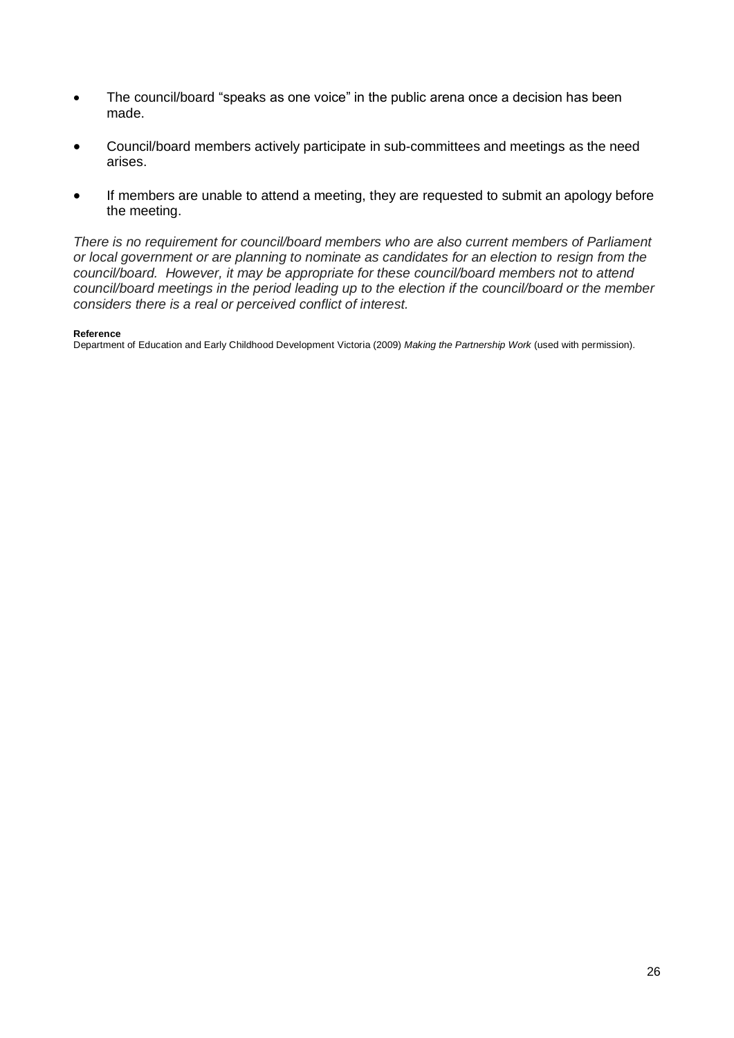- The council/board "speaks as one voice" in the public arena once a decision has been made.
- Council/board members actively participate in sub-committees and meetings as the need arises.
- If members are unable to attend a meeting, they are requested to submit an apology before the meeting.

*There is no requirement for council/board members who are also current members of Parliament or local government or are planning to nominate as candidates for an election to resign from the council/board. However, it may be appropriate for these council/board members not to attend council/board meetings in the period leading up to the election if the council/board or the member considers there is a real or perceived conflict of interest.*

**Reference**
Department of Education and Early Childhood Development Victoria (2009) *Making the Partnership Work* (used with permission).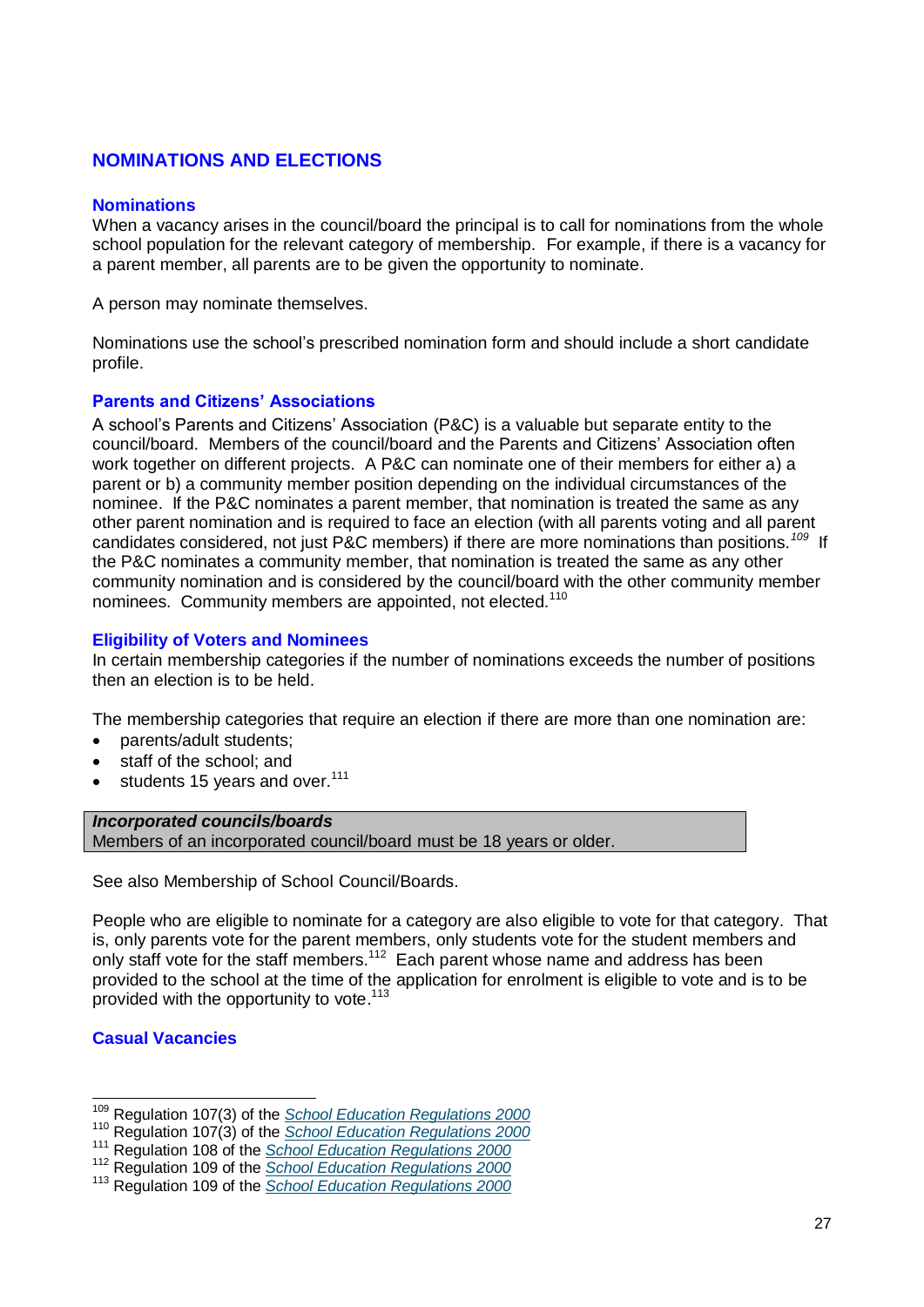## NOMINATIONS AND ELECTIONS

### Nominations

When a vacancy arises in the council/board the principal is to call for nominations from the whole school population for the relevant category of membership. For example, if there is a vacancy for a parent member, all parents are to be given the opportunity to nominate.

A person may nominate themselves.

Nominations use the school's prescribed nomination form and should include a short candidate profile.

### Parents and Citizens' Associations

A school's Parents and Citizens' Association (P&C) is a valuable but separate entity to the council/board. Members of the council/board and the Parents and Citizens' Association often work together on different projects. A P&C can nominate one of their members for either a) a parent or b) a community member position depending on the individual circumstances of the nominee. If the P&C nominates a parent member, that nomination is treated the same as any other parent nomination and is required to face an election (with all parents voting and all parent candidates considered, not just P&C members) if there are more nominations than positions.[109] If the P&C nominates a community member, that nomination is treated the same as any other community nomination and is considered by the council/board with the other community member nominees. Community members are appointed, not elected.[110]

### Eligibility of Voters and Nominees

In certain membership categories if the number of nominations exceeds the number of positions then an election is to be held.

The membership categories that require an election if there are more than one nomination are:

- parents/adult students;
- staff of the school; and
- students 15 years and over.[111]

> ***Incorporated councils/boards***
> Members of an incorporated council/board must be 18 years or older.

See also Membership of School Council/Boards.

People who are eligible to nominate for a category are also eligible to vote for that category. That is, only parents vote for the parent members, only students vote for the student members and only staff vote for the staff members.[112] Each parent whose name and address has been provided to the school at the time of the application for enrolment is eligible to vote and is to be provided with the opportunity to vote.[113]

### Casual Vacancies

---

[109] Regulation 107(3) of the *School Education Regulations 2000*
[110] Regulation 107(3) of the *School Education Regulations 2000*
[111] Regulation 108 of the *School Education Regulations 2000*
[112] Regulation 109 of the *School Education Regulations 2000*
[113] Regulation 109 of the *School Education Regulations 2000*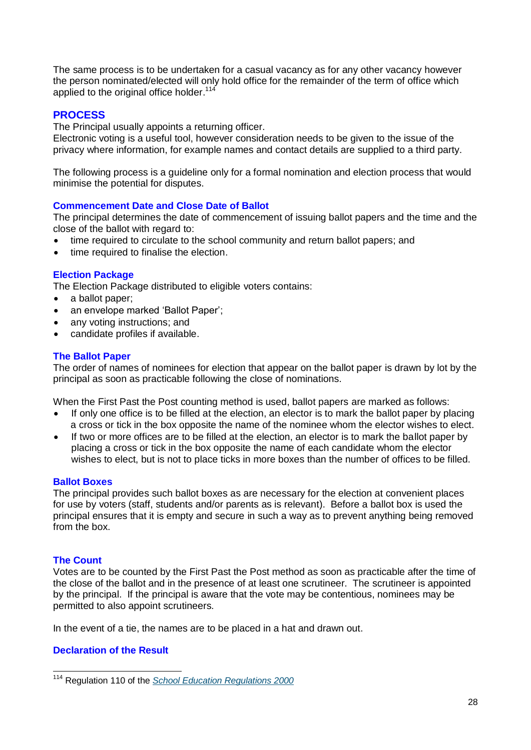The same process is to be undertaken for a casual vacancy as for any other vacancy however the person nominated/elected will only hold office for the remainder of the term of office which applied to the original office holder.[114]

## PROCESS

The Principal usually appoints a returning officer.
Electronic voting is a useful tool, however consideration needs to be given to the issue of the privacy where information, for example names and contact details are supplied to a third party.

The following process is a guideline only for a formal nomination and election process that would minimise the potential for disputes.

### Commencement Date and Close Date of Ballot

The principal determines the date of commencement of issuing ballot papers and the time and the close of the ballot with regard to:

- time required to circulate to the school community and return ballot papers; and
- time required to finalise the election.

### Election Package

The Election Package distributed to eligible voters contains:

- a ballot paper;
- an envelope marked 'Ballot Paper';
- any voting instructions; and
- candidate profiles if available.

### The Ballot Paper

The order of names of nominees for election that appear on the ballot paper is drawn by lot by the principal as soon as practicable following the close of nominations.

When the First Past the Post counting method is used, ballot papers are marked as follows:

- If only one office is to be filled at the election, an elector is to mark the ballot paper by placing a cross or tick in the box opposite the name of the nominee whom the elector wishes to elect.
- If two or more offices are to be filled at the election, an elector is to mark the ballot paper by placing a cross or tick in the box opposite the name of each candidate whom the elector wishes to elect, but is not to place ticks in more boxes than the number of offices to be filled.

### Ballot Boxes

The principal provides such ballot boxes as are necessary for the election at convenient places for use by voters (staff, students and/or parents as is relevant). Before a ballot box is used the principal ensures that it is empty and secure in such a way as to prevent anything being removed from the box.

### The Count

Votes are to be counted by the First Past the Post method as soon as practicable after the time of the close of the ballot and in the presence of at least one scrutineer. The scrutineer is appointed by the principal. If the principal is aware that the vote may be contentious, nominees may be permitted to also appoint scrutineers.

In the event of a tie, the names are to be placed in a hat and drawn out.

### Declaration of the Result

---

[114] Regulation 110 of the *School Education Regulations 2000*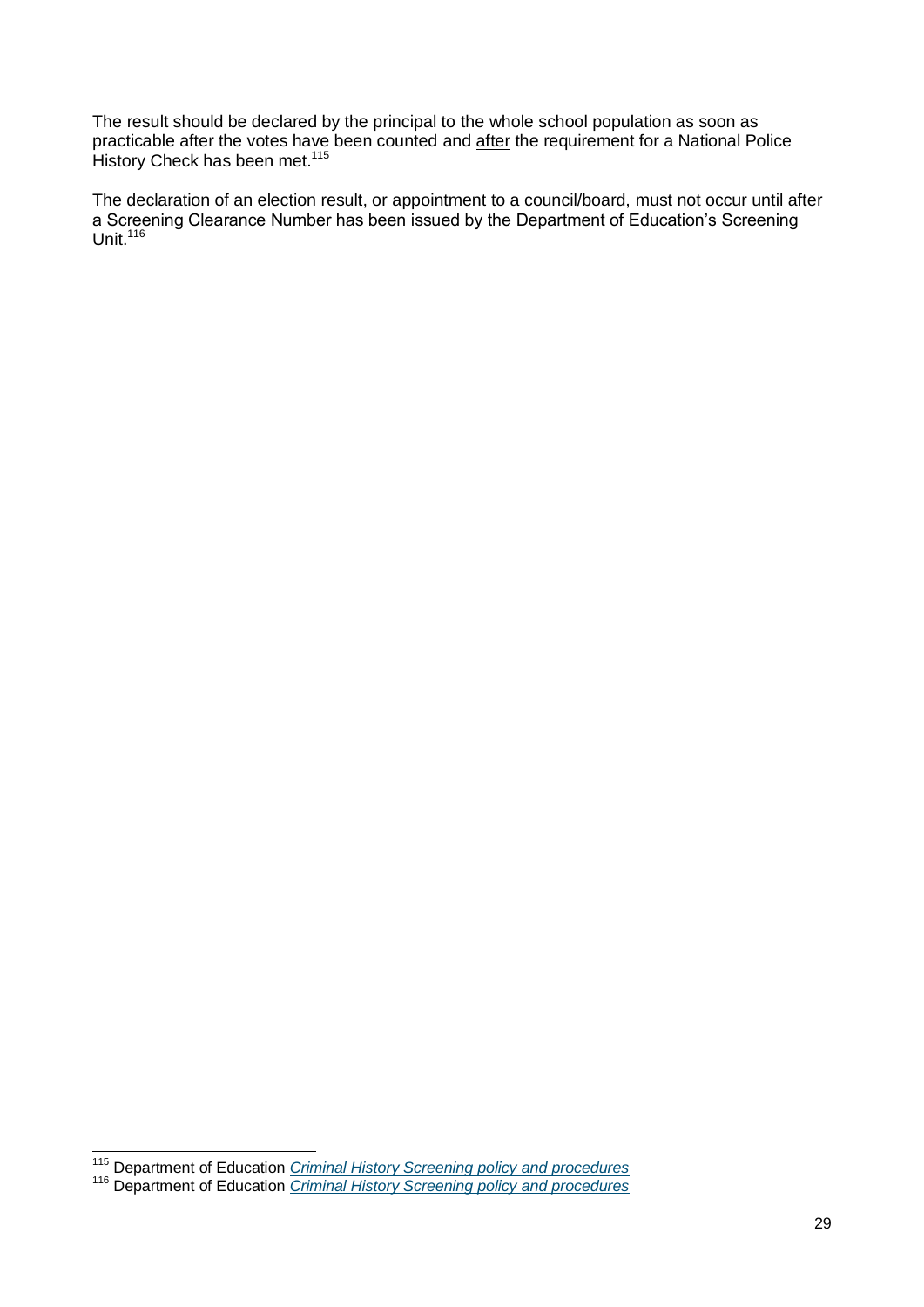The result should be declared by the principal to the whole school population as soon as practicable after the votes have been counted and after the requirement for a National Police History Check has been met.[115]

The declaration of an election result, or appointment to a council/board, must not occur until after a Screening Clearance Number has been issued by the Department of Education's Screening Unit.[116]

---

[115] Department of Education *Criminal History Screening policy and procedures*

[116] Department of Education *Criminal History Screening policy and procedures*